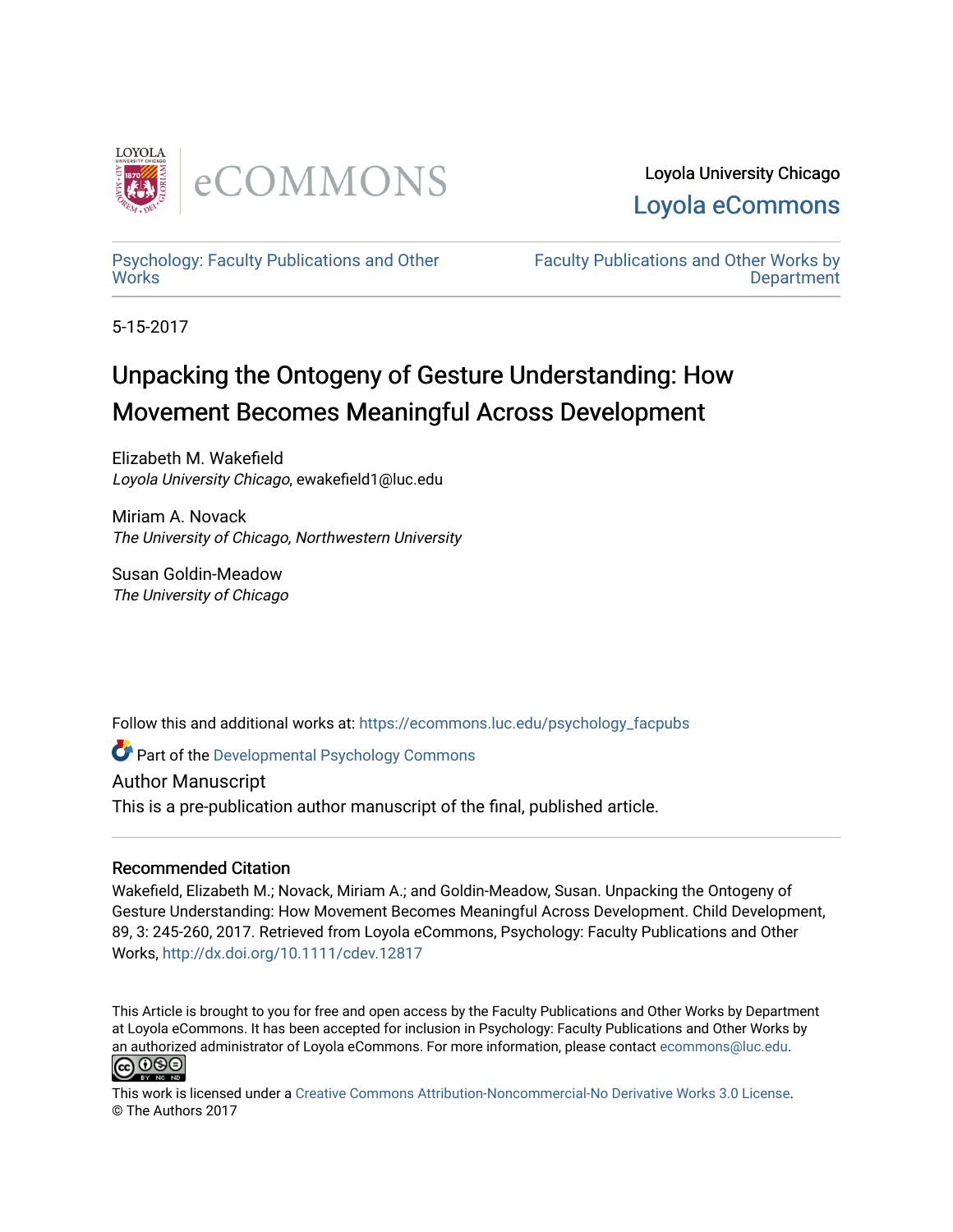Loyola University Chicago
Loyola eCommons

Psychology: Faculty Publications and Other Works

Faculty Publications and Other Works by Department

5-15-2017

# Unpacking the Ontogeny of Gesture Understanding: How Movement Becomes Meaningful Across Development

Elizabeth M. Wakefield
*Loyola University Chicago*, ewakefield1@luc.edu

Miriam A. Novack
*The University of Chicago, Northwestern University*

Susan Goldin-Meadow
*The University of Chicago*

Follow this and additional works at: https://ecommons.luc.edu/psychology_facpubs

Part of the Developmental Psychology Commons

Author Manuscript
This is a pre-publication author manuscript of the final, published article.

### Recommended Citation

Wakefield, Elizabeth M.; Novack, Miriam A.; and Goldin-Meadow, Susan. Unpacking the Ontogeny of Gesture Understanding: How Movement Becomes Meaningful Across Development. Child Development, 89, 3: 245-260, 2017. Retrieved from Loyola eCommons, Psychology: Faculty Publications and Other Works, http://dx.doi.org/10.1111/cdev.12817

This Article is brought to you for free and open access by the Faculty Publications and Other Works by Department at Loyola eCommons. It has been accepted for inclusion in Psychology: Faculty Publications and Other Works by an authorized administrator of Loyola eCommons. For more information, please contact ecommons@luc.edu.

This work is licensed under a Creative Commons Attribution-Noncommercial-No Derivative Works 3.0 License.
© The Authors 2017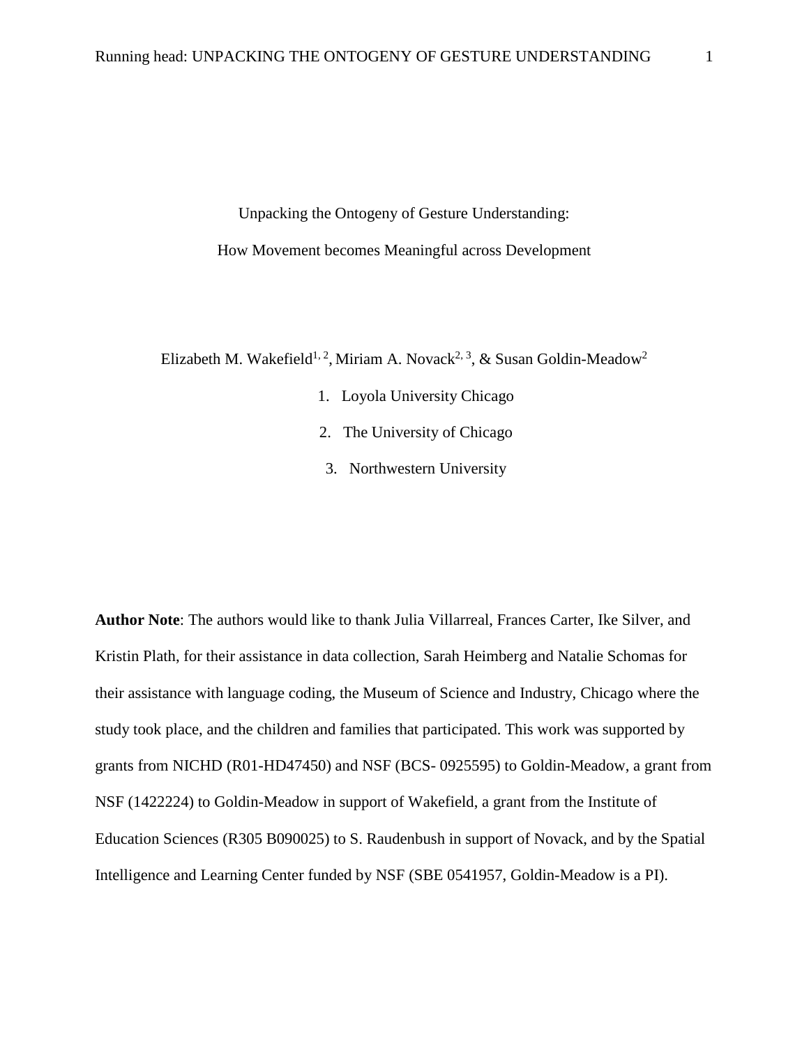Unpacking the Ontogeny of Gesture Understanding:

How Movement becomes Meaningful across Development

Elizabeth M. Wakefield[1, 2], Miriam A. Novack[2, 3], & Susan Goldin-Meadow[2]

1. Loyola University Chicago
2. The University of Chicago
3. Northwestern University

**Author Note**: The authors would like to thank Julia Villarreal, Frances Carter, Ike Silver, and Kristin Plath, for their assistance in data collection, Sarah Heimberg and Natalie Schomas for their assistance with language coding, the Museum of Science and Industry, Chicago where the study took place, and the children and families that participated. This work was supported by grants from NICHD (R01-HD47450) and NSF (BCS- 0925595) to Goldin-Meadow, a grant from NSF (1422224) to Goldin-Meadow in support of Wakefield, a grant from the Institute of Education Sciences (R305 B090025) to S. Raudenbush in support of Novack, and by the Spatial Intelligence and Learning Center funded by NSF (SBE 0541957, Goldin-Meadow is a PI).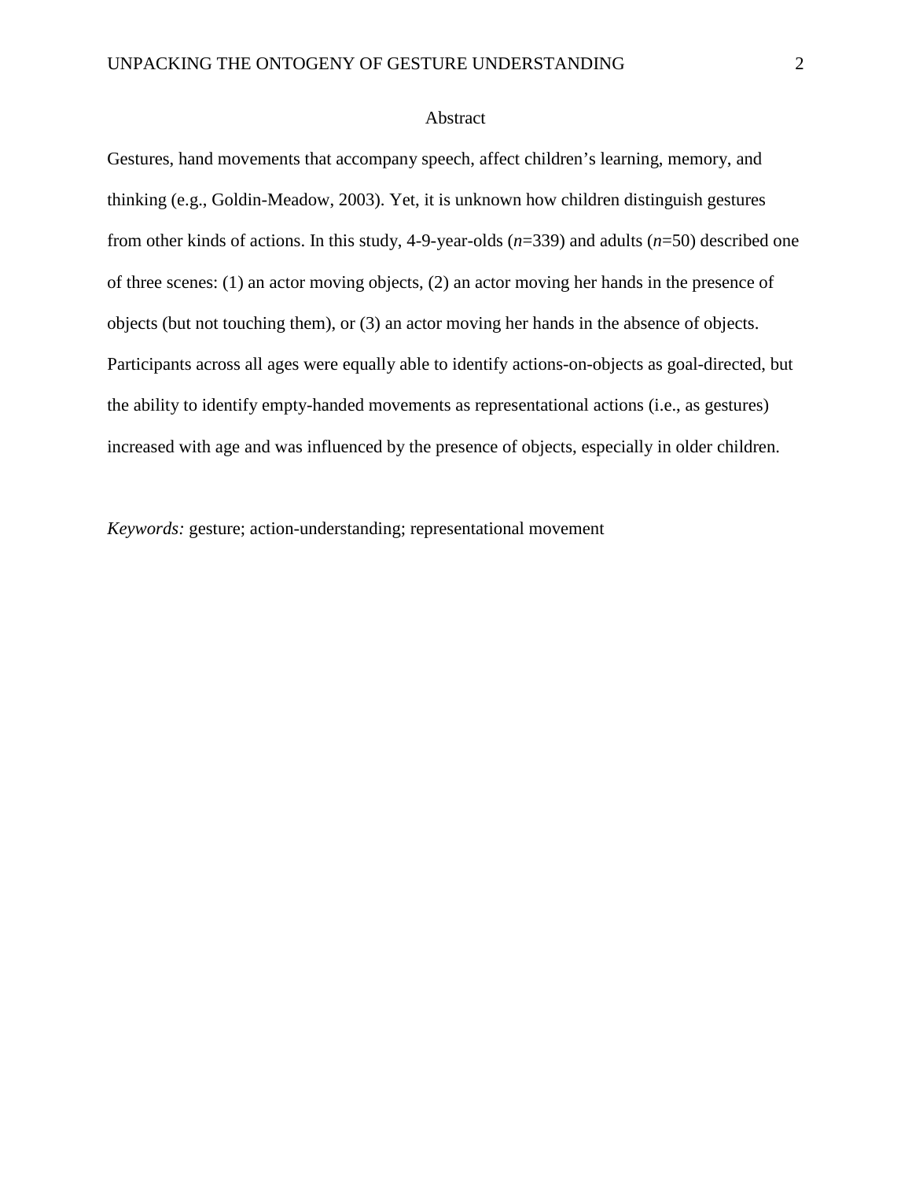# Abstract

Gestures, hand movements that accompany speech, affect children's learning, memory, and thinking (e.g., Goldin-Meadow, 2003). Yet, it is unknown how children distinguish gestures from other kinds of actions. In this study, 4-9-year-olds ($n$=339) and adults ($n$=50) described one of three scenes: (1) an actor moving objects, (2) an actor moving her hands in the presence of objects (but not touching them), or (3) an actor moving her hands in the absence of objects. Participants across all ages were equally able to identify actions-on-objects as goal-directed, but the ability to identify empty-handed movements as representational actions (i.e., as gestures) increased with age and was influenced by the presence of objects, especially in older children.

*Keywords:* gesture; action-understanding; representational movement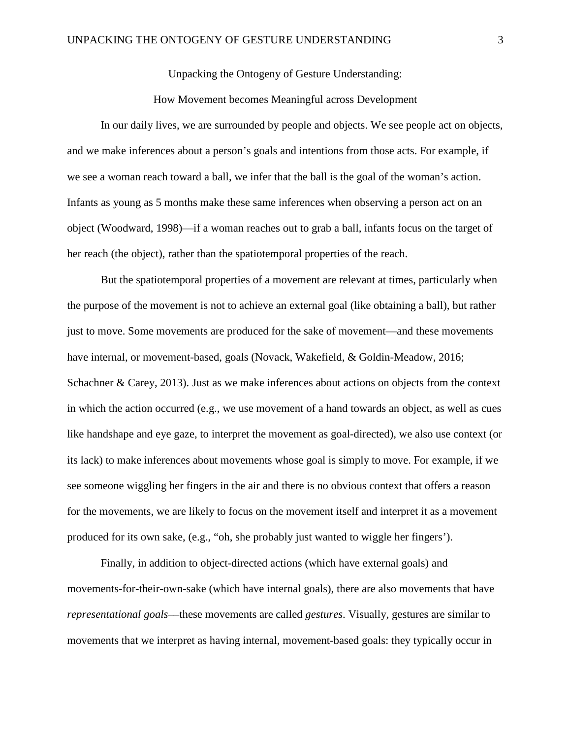Unpacking the Ontogeny of Gesture Understanding:

How Movement becomes Meaningful across Development

In our daily lives, we are surrounded by people and objects. We see people act on objects, and we make inferences about a person's goals and intentions from those acts. For example, if we see a woman reach toward a ball, we infer that the ball is the goal of the woman's action. Infants as young as 5 months make these same inferences when observing a person act on an object (Woodward, 1998)—if a woman reaches out to grab a ball, infants focus on the target of her reach (the object), rather than the spatiotemporal properties of the reach.

But the spatiotemporal properties of a movement are relevant at times, particularly when the purpose of the movement is not to achieve an external goal (like obtaining a ball), but rather just to move. Some movements are produced for the sake of movement—and these movements have internal, or movement-based, goals (Novack, Wakefield, & Goldin-Meadow, 2016; Schachner & Carey, 2013). Just as we make inferences about actions on objects from the context in which the action occurred (e.g., we use movement of a hand towards an object, as well as cues like handshape and eye gaze, to interpret the movement as goal-directed), we also use context (or its lack) to make inferences about movements whose goal is simply to move. For example, if we see someone wiggling her fingers in the air and there is no obvious context that offers a reason for the movements, we are likely to focus on the movement itself and interpret it as a movement produced for its own sake, (e.g., "oh, she probably just wanted to wiggle her fingers').

Finally, in addition to object-directed actions (which have external goals) and movements-for-their-own-sake (which have internal goals), there are also movements that have *representational goals*—these movements are called *gestures*. Visually, gestures are similar to movements that we interpret as having internal, movement-based goals: they typically occur in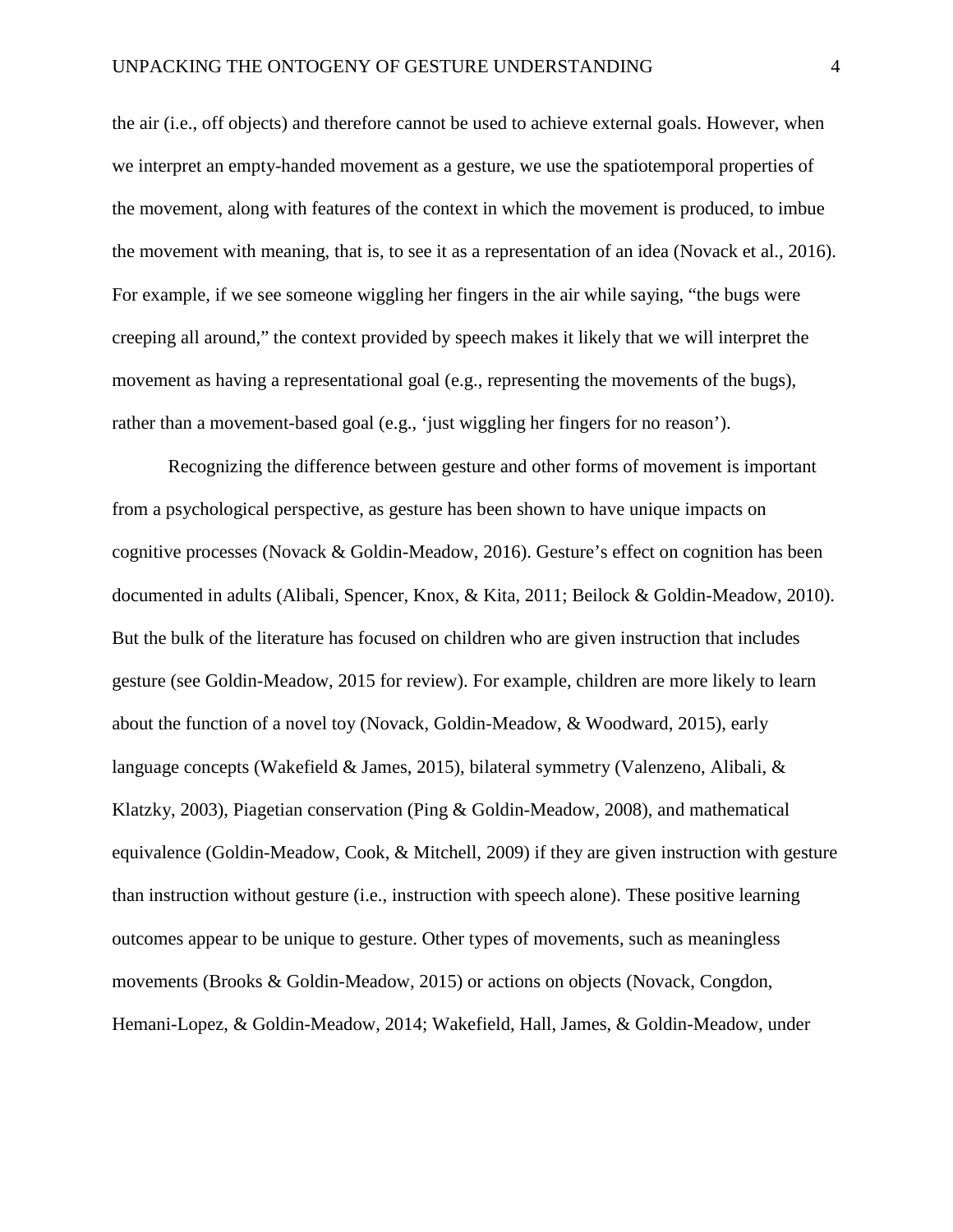the air (i.e., off objects) and therefore cannot be used to achieve external goals. However, when we interpret an empty-handed movement as a gesture, we use the spatiotemporal properties of the movement, along with features of the context in which the movement is produced, to imbue the movement with meaning, that is, to see it as a representation of an idea (Novack et al., 2016). For example, if we see someone wiggling her fingers in the air while saying, "the bugs were creeping all around," the context provided by speech makes it likely that we will interpret the movement as having a representational goal (e.g., representing the movements of the bugs), rather than a movement-based goal (e.g., 'just wiggling her fingers for no reason').

Recognizing the difference between gesture and other forms of movement is important from a psychological perspective, as gesture has been shown to have unique impacts on cognitive processes (Novack & Goldin-Meadow, 2016). Gesture's effect on cognition has been documented in adults (Alibali, Spencer, Knox, & Kita, 2011; Beilock & Goldin-Meadow, 2010). But the bulk of the literature has focused on children who are given instruction that includes gesture (see Goldin-Meadow, 2015 for review). For example, children are more likely to learn about the function of a novel toy (Novack, Goldin-Meadow, & Woodward, 2015), early language concepts (Wakefield & James, 2015), bilateral symmetry (Valenzeno, Alibali, & Klatzky, 2003), Piagetian conservation (Ping & Goldin-Meadow, 2008), and mathematical equivalence (Goldin-Meadow, Cook, & Mitchell, 2009) if they are given instruction with gesture than instruction without gesture (i.e., instruction with speech alone). These positive learning outcomes appear to be unique to gesture. Other types of movements, such as meaningless movements (Brooks & Goldin-Meadow, 2015) or actions on objects (Novack, Congdon, Hemani-Lopez, & Goldin-Meadow, 2014; Wakefield, Hall, James, & Goldin-Meadow, under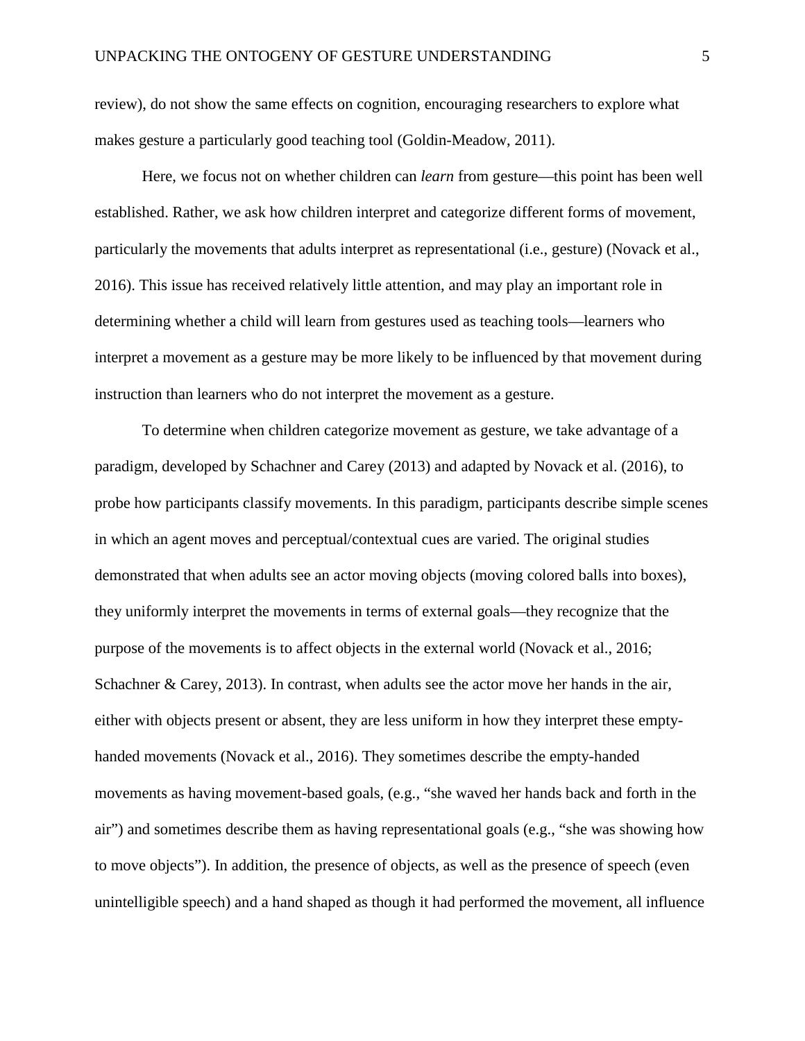review), do not show the same effects on cognition, encouraging researchers to explore what makes gesture a particularly good teaching tool (Goldin-Meadow, 2011).

Here, we focus not on whether children can *learn* from gesture—this point has been well established. Rather, we ask how children interpret and categorize different forms of movement, particularly the movements that adults interpret as representational (i.e., gesture) (Novack et al., 2016). This issue has received relatively little attention, and may play an important role in determining whether a child will learn from gestures used as teaching tools—learners who interpret a movement as a gesture may be more likely to be influenced by that movement during instruction than learners who do not interpret the movement as a gesture.

To determine when children categorize movement as gesture, we take advantage of a paradigm, developed by Schachner and Carey (2013) and adapted by Novack et al. (2016), to probe how participants classify movements. In this paradigm, participants describe simple scenes in which an agent moves and perceptual/contextual cues are varied. The original studies demonstrated that when adults see an actor moving objects (moving colored balls into boxes), they uniformly interpret the movements in terms of external goals—they recognize that the purpose of the movements is to affect objects in the external world (Novack et al., 2016; Schachner & Carey, 2013). In contrast, when adults see the actor move her hands in the air, either with objects present or absent, they are less uniform in how they interpret these empty-handed movements (Novack et al., 2016). They sometimes describe the empty-handed movements as having movement-based goals, (e.g., "she waved her hands back and forth in the air") and sometimes describe them as having representational goals (e.g., "she was showing how to move objects"). In addition, the presence of objects, as well as the presence of speech (even unintelligible speech) and a hand shaped as though it had performed the movement, all influence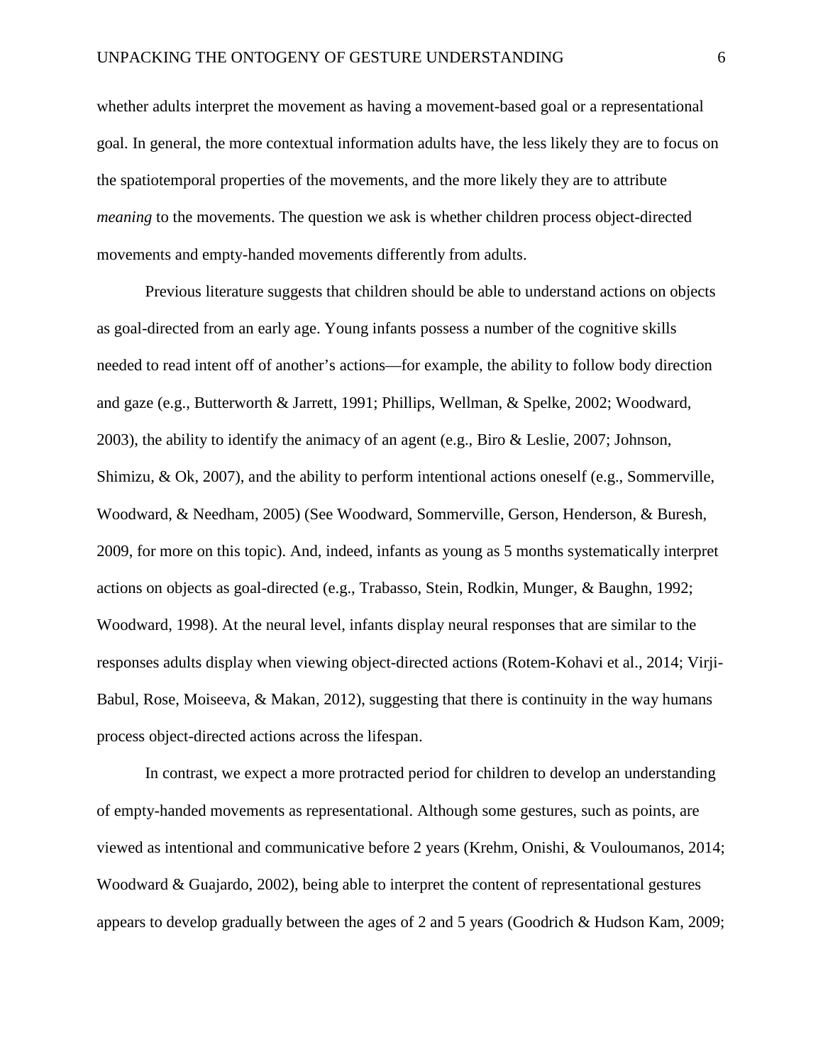whether adults interpret the movement as having a movement-based goal or a representational goal. In general, the more contextual information adults have, the less likely they are to focus on the spatiotemporal properties of the movements, and the more likely they are to attribute *meaning* to the movements. The question we ask is whether children process object-directed movements and empty-handed movements differently from adults.

Previous literature suggests that children should be able to understand actions on objects as goal-directed from an early age. Young infants possess a number of the cognitive skills needed to read intent off of another's actions—for example, the ability to follow body direction and gaze (e.g., Butterworth & Jarrett, 1991; Phillips, Wellman, & Spelke, 2002; Woodward, 2003), the ability to identify the animacy of an agent (e.g., Biro & Leslie, 2007; Johnson, Shimizu, & Ok, 2007), and the ability to perform intentional actions oneself (e.g., Sommerville, Woodward, & Needham, 2005) (See Woodward, Sommerville, Gerson, Henderson, & Buresh, 2009, for more on this topic). And, indeed, infants as young as 5 months systematically interpret actions on objects as goal-directed (e.g., Trabasso, Stein, Rodkin, Munger, & Baughn, 1992; Woodward, 1998). At the neural level, infants display neural responses that are similar to the responses adults display when viewing object-directed actions (Rotem-Kohavi et al., 2014; Virji-Babul, Rose, Moiseeva, & Makan, 2012), suggesting that there is continuity in the way humans process object-directed actions across the lifespan.

In contrast, we expect a more protracted period for children to develop an understanding of empty-handed movements as representational. Although some gestures, such as points, are viewed as intentional and communicative before 2 years (Krehm, Onishi, & Vouloumanos, 2014; Woodward & Guajardo, 2002), being able to interpret the content of representational gestures appears to develop gradually between the ages of 2 and 5 years (Goodrich & Hudson Kam, 2009;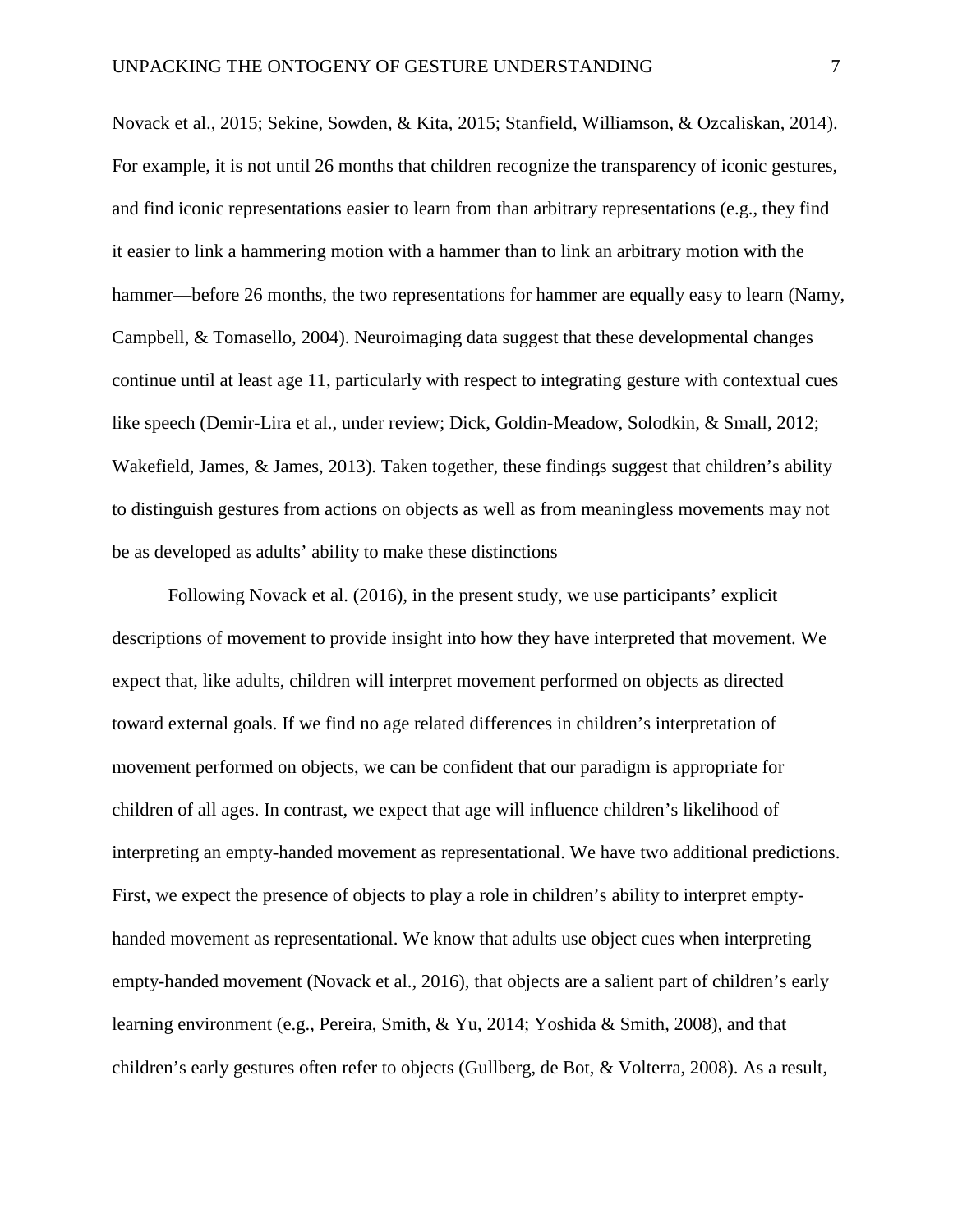Novack et al., 2015; Sekine, Sowden, & Kita, 2015; Stanfield, Williamson, & Ozcaliskan, 2014). For example, it is not until 26 months that children recognize the transparency of iconic gestures, and find iconic representations easier to learn from than arbitrary representations (e.g., they find it easier to link a hammering motion with a hammer than to link an arbitrary motion with the hammer—before 26 months, the two representations for hammer are equally easy to learn (Namy, Campbell, & Tomasello, 2004). Neuroimaging data suggest that these developmental changes continue until at least age 11, particularly with respect to integrating gesture with contextual cues like speech (Demir-Lira et al., under review; Dick, Goldin-Meadow, Solodkin, & Small, 2012; Wakefield, James, & James, 2013). Taken together, these findings suggest that children's ability to distinguish gestures from actions on objects as well as from meaningless movements may not be as developed as adults' ability to make these distinctions

Following Novack et al. (2016), in the present study, we use participants' explicit descriptions of movement to provide insight into how they have interpreted that movement. We expect that, like adults, children will interpret movement performed on objects as directed toward external goals. If we find no age related differences in children's interpretation of movement performed on objects, we can be confident that our paradigm is appropriate for children of all ages. In contrast, we expect that age will influence children's likelihood of interpreting an empty-handed movement as representational. We have two additional predictions. First, we expect the presence of objects to play a role in children's ability to interpret empty-handed movement as representational. We know that adults use object cues when interpreting empty-handed movement (Novack et al., 2016), that objects are a salient part of children's early learning environment (e.g., Pereira, Smith, & Yu, 2014; Yoshida & Smith, 2008), and that children's early gestures often refer to objects (Gullberg, de Bot, & Volterra, 2008). As a result,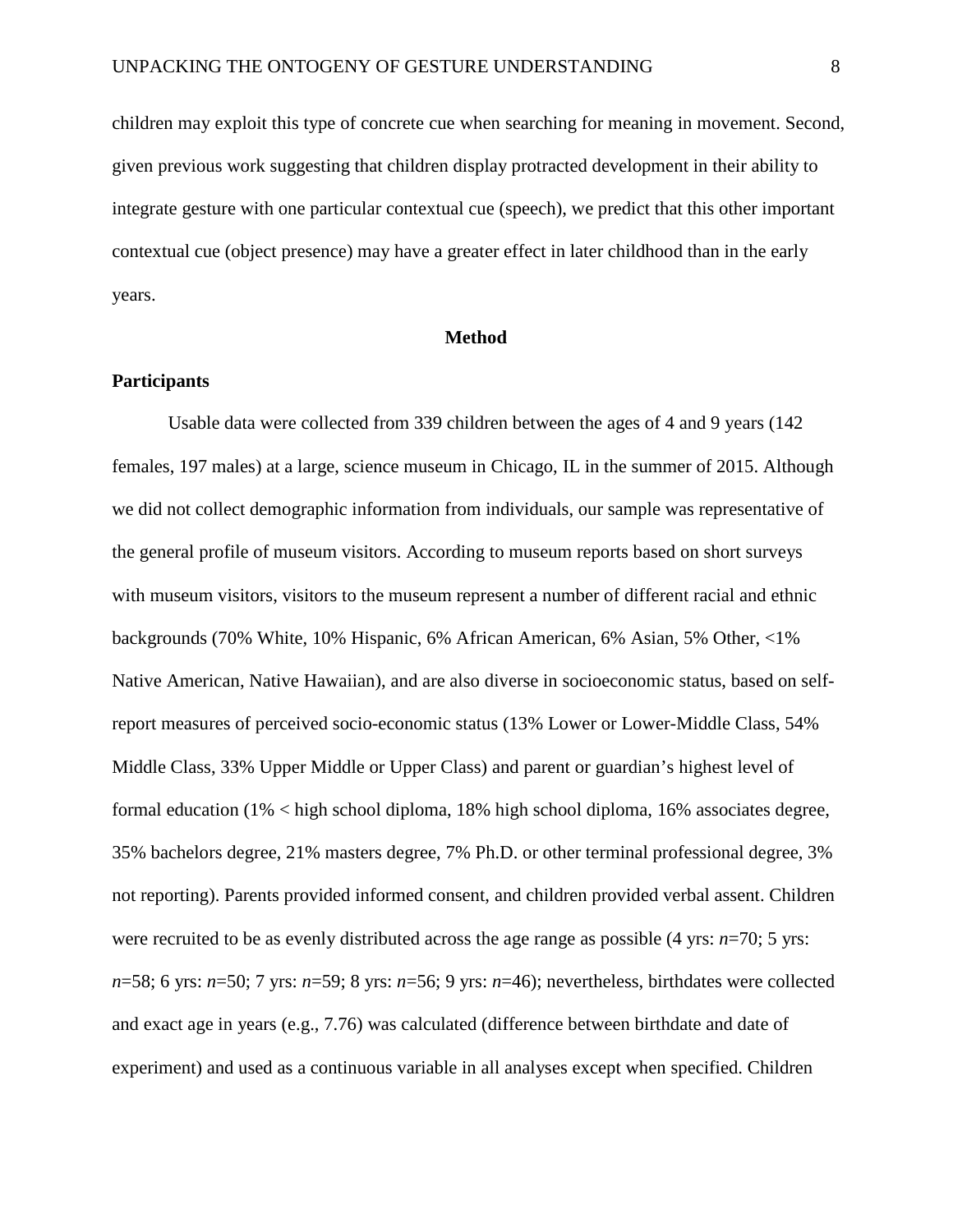children may exploit this type of concrete cue when searching for meaning in movement. Second, given previous work suggesting that children display protracted development in their ability to integrate gesture with one particular contextual cue (speech), we predict that this other important contextual cue (object presence) may have a greater effect in later childhood than in the early years.

## Method

### Participants

Usable data were collected from 339 children between the ages of 4 and 9 years (142 females, 197 males) at a large, science museum in Chicago, IL in the summer of 2015. Although we did not collect demographic information from individuals, our sample was representative of the general profile of museum visitors. According to museum reports based on short surveys with museum visitors, visitors to the museum represent a number of different racial and ethnic backgrounds (70% White, 10% Hispanic, 6% African American, 6% Asian, 5% Other, <1% Native American, Native Hawaiian), and are also diverse in socioeconomic status, based on self-report measures of perceived socio-economic status (13% Lower or Lower-Middle Class, 54% Middle Class, 33% Upper Middle or Upper Class) and parent or guardian's highest level of formal education (1% < high school diploma, 18% high school diploma, 16% associates degree, 35% bachelors degree, 21% masters degree, 7% Ph.D. or other terminal professional degree, 3% not reporting). Parents provided informed consent, and children provided verbal assent. Children were recruited to be as evenly distributed across the age range as possible (4 yrs: $n$=70; 5 yrs: $n$=58; 6 yrs: $n$=50; 7 yrs: $n$=59; 8 yrs: $n$=56; 9 yrs: $n$=46); nevertheless, birthdates were collected and exact age in years (e.g., 7.76) was calculated (difference between birthdate and date of experiment) and used as a continuous variable in all analyses except when specified. Children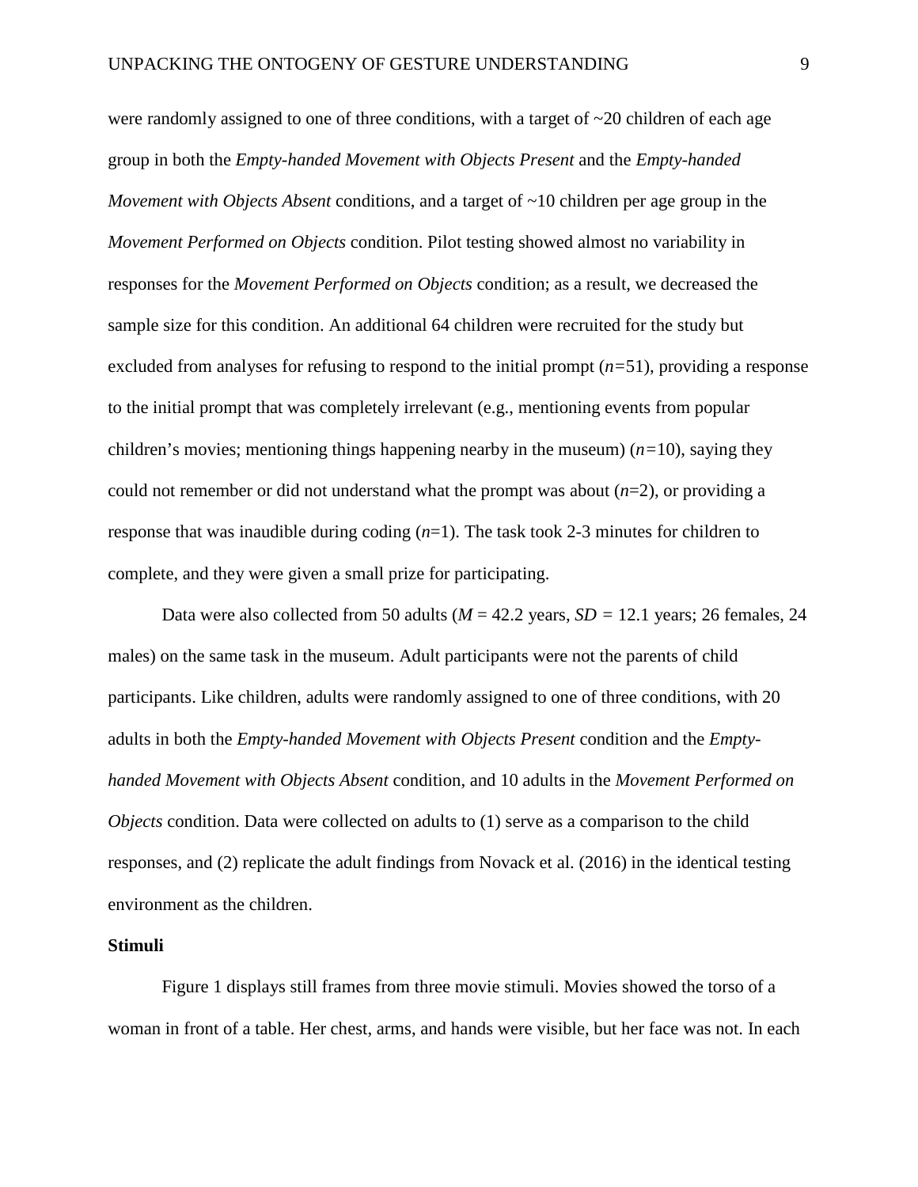were randomly assigned to one of three conditions, with a target of ~20 children of each age group in both the *Empty-handed Movement with Objects Present* and the *Empty-handed Movement with Objects Absent* conditions, and a target of ~10 children per age group in the *Movement Performed on Objects* condition. Pilot testing showed almost no variability in responses for the *Movement Performed on Objects* condition; as a result, we decreased the sample size for this condition. An additional 64 children were recruited for the study but excluded from analyses for refusing to respond to the initial prompt ($n$=51), providing a response to the initial prompt that was completely irrelevant (e.g., mentioning events from popular children's movies; mentioning things happening nearby in the museum) ($n$=10), saying they could not remember or did not understand what the prompt was about ($n$=2), or providing a response that was inaudible during coding ($n$=1). The task took 2-3 minutes for children to complete, and they were given a small prize for participating.

Data were also collected from 50 adults ($M$ = 42.2 years, $SD$ = 12.1 years; 26 females, 24 males) on the same task in the museum. Adult participants were not the parents of child participants. Like children, adults were randomly assigned to one of three conditions, with 20 adults in both the *Empty-handed Movement with Objects Present* condition and the *Empty-handed Movement with Objects Absent* condition, and 10 adults in the *Movement Performed on Objects* condition. Data were collected on adults to (1) serve as a comparison to the child responses, and (2) replicate the adult findings from Novack et al. (2016) in the identical testing environment as the children.

**Stimuli**

Figure 1 displays still frames from three movie stimuli. Movies showed the torso of a woman in front of a table. Her chest, arms, and hands were visible, but her face was not. In each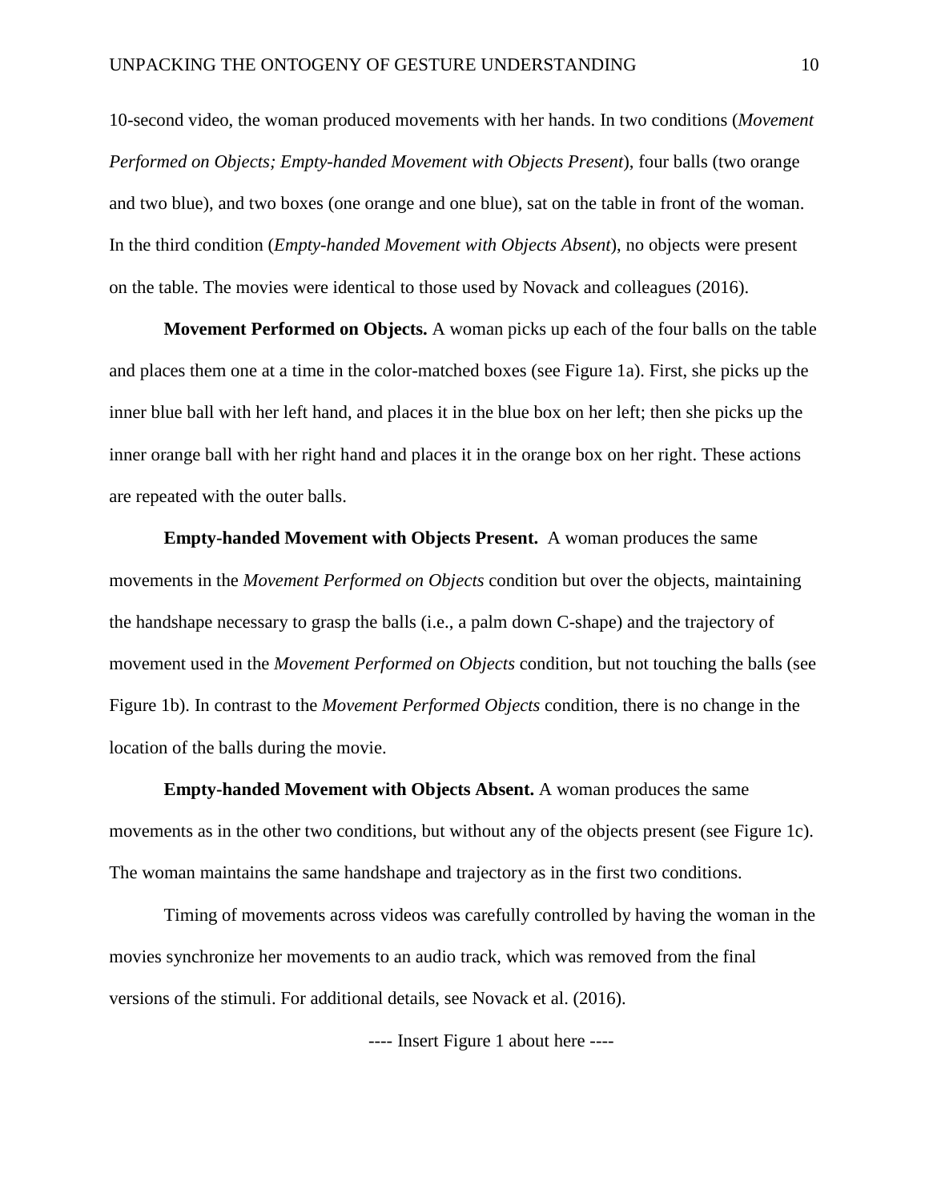10-second video, the woman produced movements with her hands. In two conditions (*Movement Performed on Objects; Empty-handed Movement with Objects Present*), four balls (two orange and two blue), and two boxes (one orange and one blue), sat on the table in front of the woman. In the third condition (*Empty-handed Movement with Objects Absent*), no objects were present on the table. The movies were identical to those used by Novack and colleagues (2016).

**Movement Performed on Objects.** A woman picks up each of the four balls on the table and places them one at a time in the color-matched boxes (see Figure 1a). First, she picks up the inner blue ball with her left hand, and places it in the blue box on her left; then she picks up the inner orange ball with her right hand and places it in the orange box on her right. These actions are repeated with the outer balls.

**Empty-handed Movement with Objects Present.** A woman produces the same movements in the *Movement Performed on Objects* condition but over the objects, maintaining the handshape necessary to grasp the balls (i.e., a palm down C-shape) and the trajectory of movement used in the *Movement Performed on Objects* condition, but not touching the balls (see Figure 1b). In contrast to the *Movement Performed Objects* condition, there is no change in the location of the balls during the movie.

**Empty-handed Movement with Objects Absent.** A woman produces the same movements as in the other two conditions, but without any of the objects present (see Figure 1c). The woman maintains the same handshape and trajectory as in the first two conditions.

Timing of movements across videos was carefully controlled by having the woman in the movies synchronize her movements to an audio track, which was removed from the final versions of the stimuli. For additional details, see Novack et al. (2016).

---- Insert Figure 1 about here ----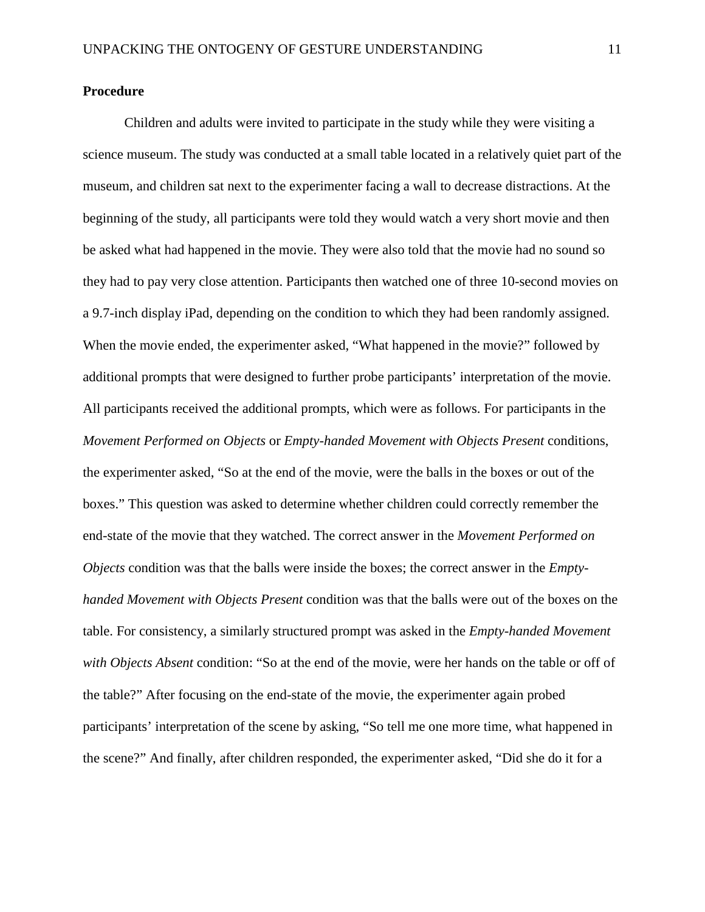**Procedure**

Children and adults were invited to participate in the study while they were visiting a science museum. The study was conducted at a small table located in a relatively quiet part of the museum, and children sat next to the experimenter facing a wall to decrease distractions. At the beginning of the study, all participants were told they would watch a very short movie and then be asked what had happened in the movie. They were also told that the movie had no sound so they had to pay very close attention. Participants then watched one of three 10-second movies on a 9.7-inch display iPad, depending on the condition to which they had been randomly assigned. When the movie ended, the experimenter asked, "What happened in the movie?" followed by additional prompts that were designed to further probe participants' interpretation of the movie. All participants received the additional prompts, which were as follows. For participants in the *Movement Performed on Objects* or *Empty-handed Movement with Objects Present* conditions, the experimenter asked, "So at the end of the movie, were the balls in the boxes or out of the boxes." This question was asked to determine whether children could correctly remember the end-state of the movie that they watched. The correct answer in the *Movement Performed on Objects* condition was that the balls were inside the boxes; the correct answer in the *Empty-handed Movement with Objects Present* condition was that the balls were out of the boxes on the table. For consistency, a similarly structured prompt was asked in the *Empty-handed Movement with Objects Absent* condition: "So at the end of the movie, were her hands on the table or off of the table?" After focusing on the end-state of the movie, the experimenter again probed participants' interpretation of the scene by asking, "So tell me one more time, what happened in the scene?" And finally, after children responded, the experimenter asked, "Did she do it for a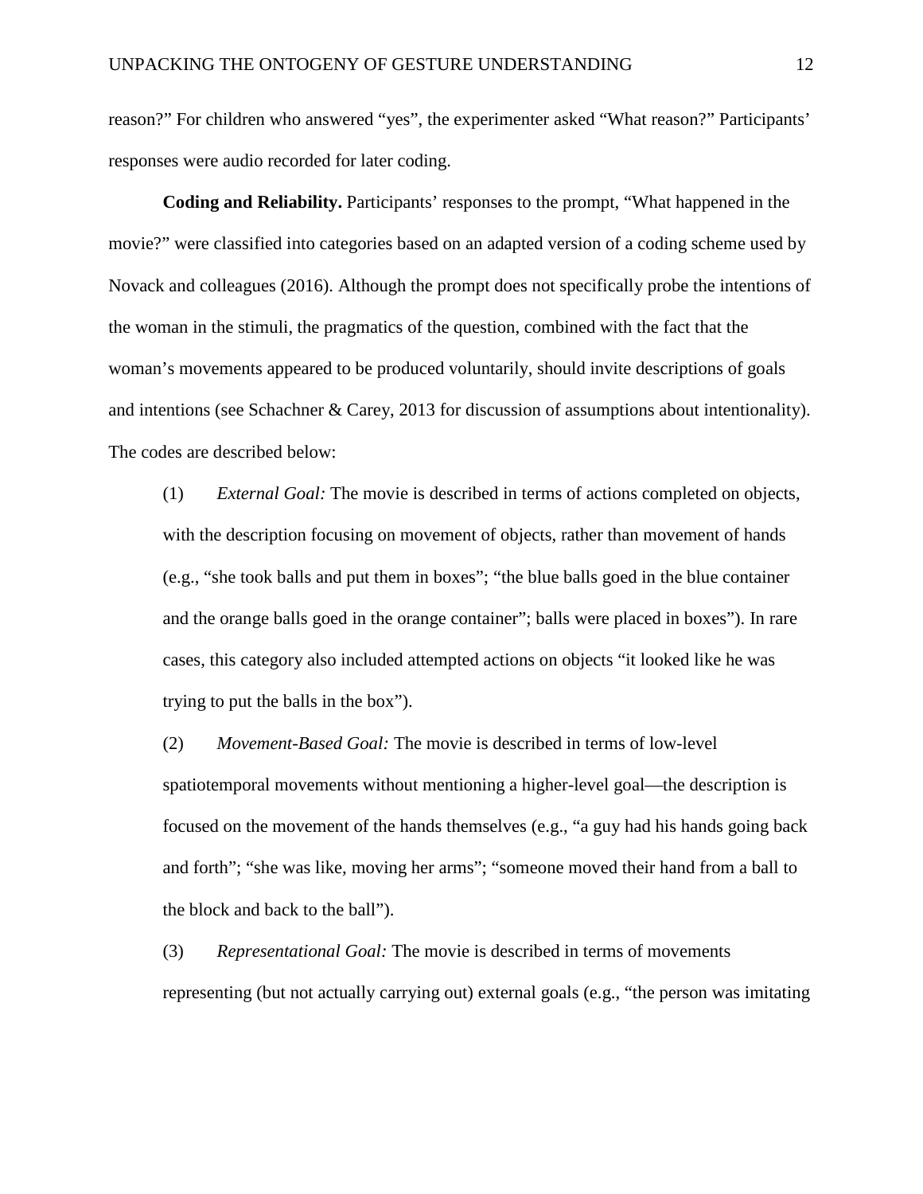reason?" For children who answered "yes", the experimenter asked "What reason?" Participants' responses were audio recorded for later coding.

**Coding and Reliability.** Participants' responses to the prompt, "What happened in the movie?" were classified into categories based on an adapted version of a coding scheme used by Novack and colleagues (2016). Although the prompt does not specifically probe the intentions of the woman in the stimuli, the pragmatics of the question, combined with the fact that the woman's movements appeared to be produced voluntarily, should invite descriptions of goals and intentions (see Schachner & Carey, 2013 for discussion of assumptions about intentionality). The codes are described below:

(1) *External Goal:* The movie is described in terms of actions completed on objects, with the description focusing on movement of objects, rather than movement of hands (e.g., "she took balls and put them in boxes"; "the blue balls goed in the blue container and the orange balls goed in the orange container"; balls were placed in boxes"). In rare cases, this category also included attempted actions on objects "it looked like he was trying to put the balls in the box").

(2) *Movement-Based Goal:* The movie is described in terms of low-level spatiotemporal movements without mentioning a higher-level goal—the description is focused on the movement of the hands themselves (e.g., "a guy had his hands going back and forth"; "she was like, moving her arms"; "someone moved their hand from a ball to the block and back to the ball").

(3) *Representational Goal:* The movie is described in terms of movements representing (but not actually carrying out) external goals (e.g., "the person was imitating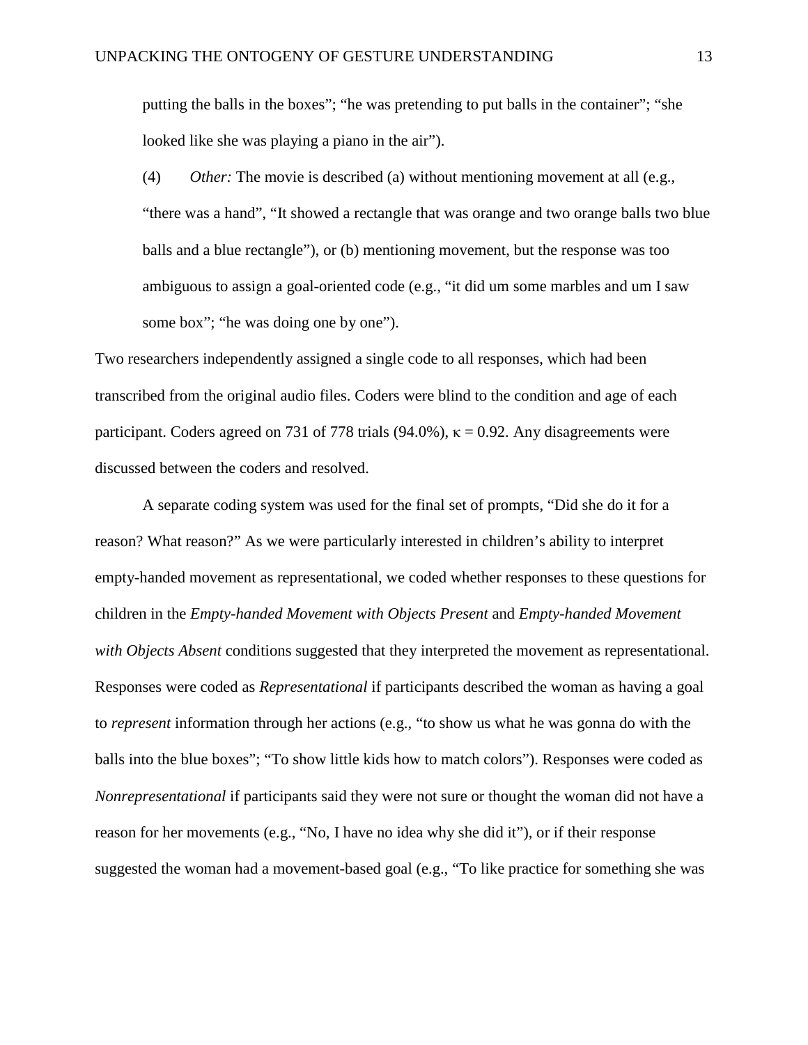putting the balls in the boxes"; "he was pretending to put balls in the container"; "she looked like she was playing a piano in the air").

(4) *Other:* The movie is described (a) without mentioning movement at all (e.g., "there was a hand", "It showed a rectangle that was orange and two orange balls two blue balls and a blue rectangle"), or (b) mentioning movement, but the response was too ambiguous to assign a goal-oriented code (e.g., "it did um some marbles and um I saw some box"; "he was doing one by one").

Two researchers independently assigned a single code to all responses, which had been transcribed from the original audio files. Coders were blind to the condition and age of each participant. Coders agreed on 731 of 778 trials (94.0%), $\kappa = 0.92$. Any disagreements were discussed between the coders and resolved.

A separate coding system was used for the final set of prompts, "Did she do it for a reason? What reason?" As we were particularly interested in children's ability to interpret empty-handed movement as representational, we coded whether responses to these questions for children in the *Empty-handed Movement with Objects Present* and *Empty-handed Movement with Objects Absent* conditions suggested that they interpreted the movement as representational. Responses were coded as *Representational* if participants described the woman as having a goal to *represent* information through her actions (e.g., "to show us what he was gonna do with the balls into the blue boxes"; "To show little kids how to match colors"). Responses were coded as *Nonrepresentational* if participants said they were not sure or thought the woman did not have a reason for her movements (e.g., "No, I have no idea why she did it"), or if their response suggested the woman had a movement-based goal (e.g., "To like practice for something she was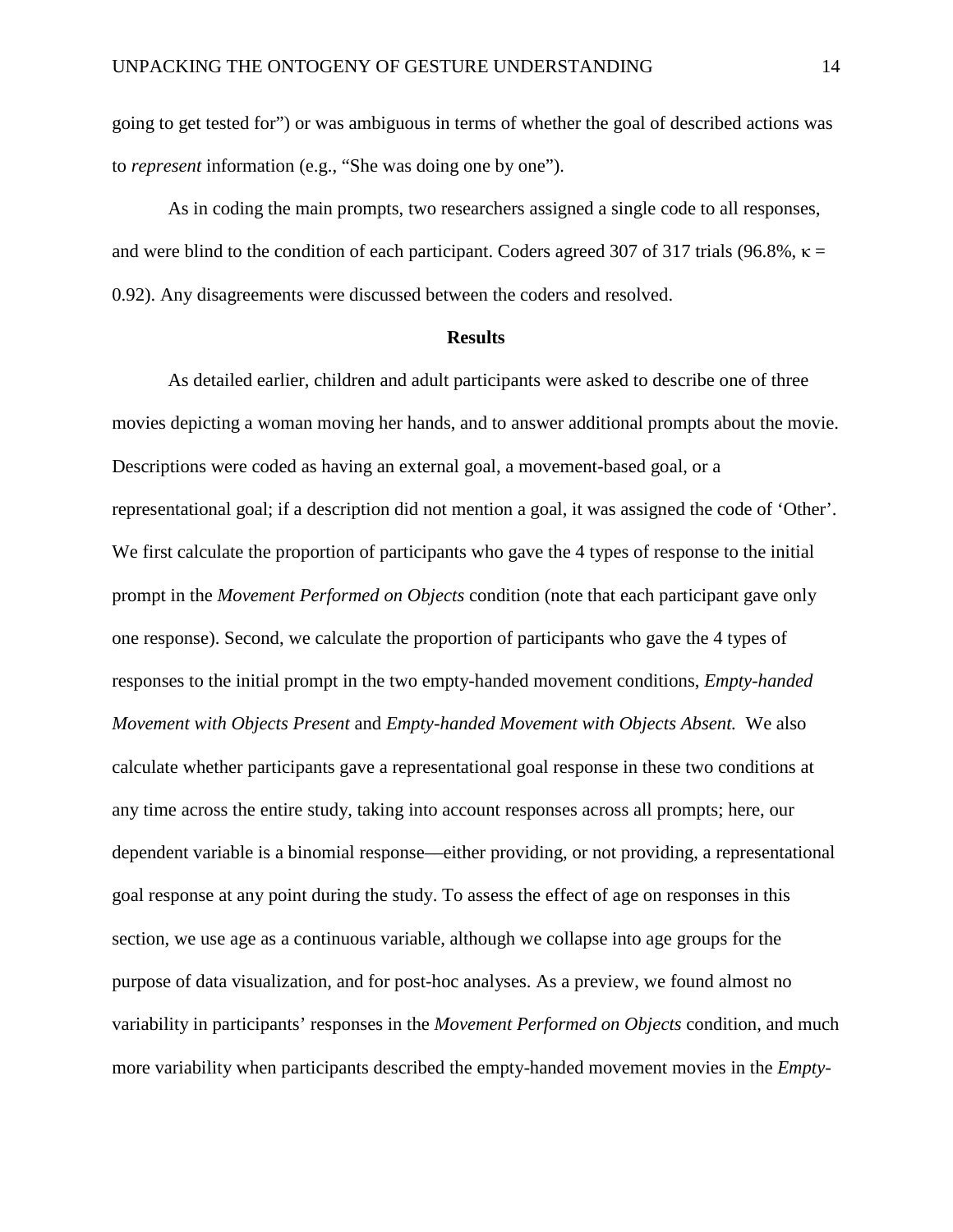going to get tested for") or was ambiguous in terms of whether the goal of described actions was to *represent* information (e.g., "She was doing one by one").

As in coding the main prompts, two researchers assigned a single code to all responses, and were blind to the condition of each participant. Coders agreed 307 of 317 trials (96.8%, $\kappa$ = 0.92). Any disagreements were discussed between the coders and resolved.

## Results

As detailed earlier, children and adult participants were asked to describe one of three movies depicting a woman moving her hands, and to answer additional prompts about the movie. Descriptions were coded as having an external goal, a movement-based goal, or a representational goal; if a description did not mention a goal, it was assigned the code of 'Other'. We first calculate the proportion of participants who gave the 4 types of response to the initial prompt in the *Movement Performed on Objects* condition (note that each participant gave only one response). Second, we calculate the proportion of participants who gave the 4 types of responses to the initial prompt in the two empty-handed movement conditions, *Empty-handed Movement with Objects Present* and *Empty-handed Movement with Objects Absent.* We also calculate whether participants gave a representational goal response in these two conditions at any time across the entire study, taking into account responses across all prompts; here, our dependent variable is a binomial response—either providing, or not providing, a representational goal response at any point during the study. To assess the effect of age on responses in this section, we use age as a continuous variable, although we collapse into age groups for the purpose of data visualization, and for post-hoc analyses. As a preview, we found almost no variability in participants' responses in the *Movement Performed on Objects* condition, and much more variability when participants described the empty-handed movement movies in the *Empty-*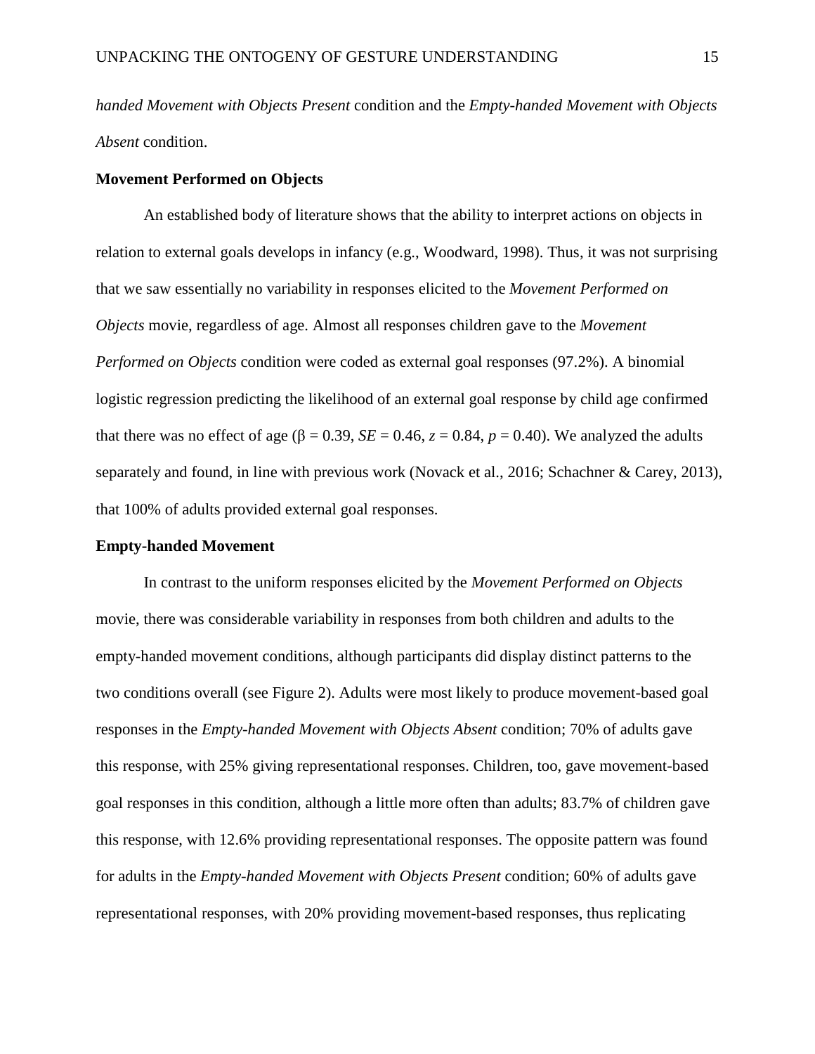*handed Movement with Objects Present* condition and the *Empty-handed Movement with Objects Absent* condition.

**Movement Performed on Objects**

An established body of literature shows that the ability to interpret actions on objects in relation to external goals develops in infancy (e.g., Woodward, 1998). Thus, it was not surprising that we saw essentially no variability in responses elicited to the *Movement Performed on Objects* movie, regardless of age. Almost all responses children gave to the *Movement Performed on Objects* condition were coded as external goal responses (97.2%). A binomial logistic regression predicting the likelihood of an external goal response by child age confirmed that there was no effect of age ($\beta = 0.39$, $SE = 0.46$, $z = 0.84$, $p = 0.40$). We analyzed the adults separately and found, in line with previous work (Novack et al., 2016; Schachner & Carey, 2013), that 100% of adults provided external goal responses.

**Empty-handed Movement**

In contrast to the uniform responses elicited by the *Movement Performed on Objects* movie, there was considerable variability in responses from both children and adults to the empty-handed movement conditions, although participants did display distinct patterns to the two conditions overall (see Figure 2). Adults were most likely to produce movement-based goal responses in the *Empty-handed Movement with Objects Absent* condition; 70% of adults gave this response, with 25% giving representational responses. Children, too, gave movement-based goal responses in this condition, although a little more often than adults; 83.7% of children gave this response, with 12.6% providing representational responses. The opposite pattern was found for adults in the *Empty-handed Movement with Objects Present* condition; 60% of adults gave representational responses, with 20% providing movement-based responses, thus replicating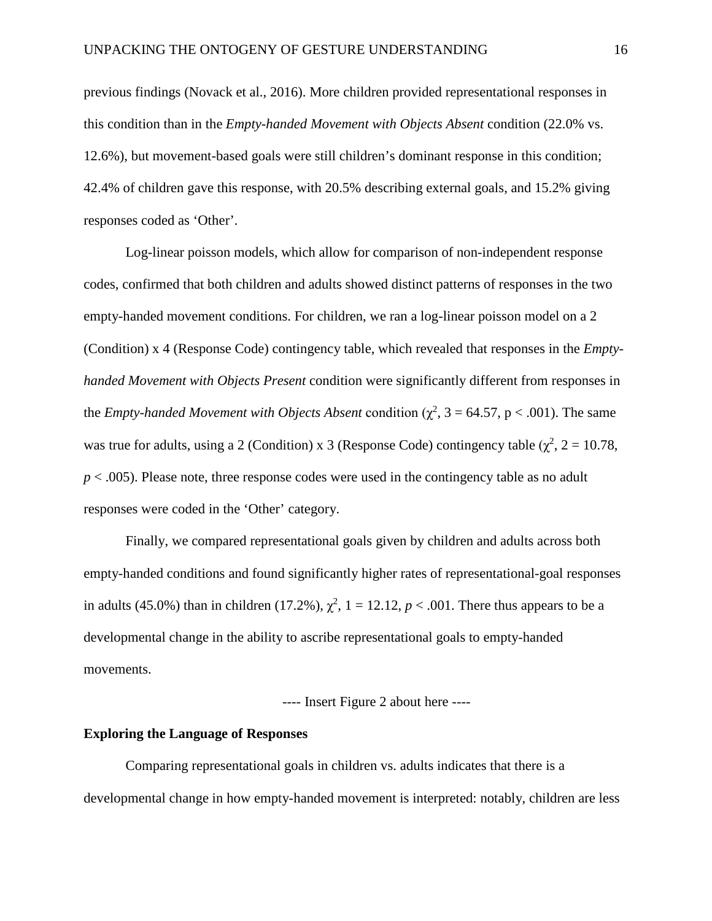previous findings (Novack et al., 2016). More children provided representational responses in this condition than in the *Empty-handed Movement with Objects Absent* condition (22.0% vs. 12.6%), but movement-based goals were still children's dominant response in this condition; 42.4% of children gave this response, with 20.5% describing external goals, and 15.2% giving responses coded as 'Other'.

Log-linear poisson models, which allow for comparison of non-independent response codes, confirmed that both children and adults showed distinct patterns of responses in the two empty-handed movement conditions. For children, we ran a log-linear poisson model on a 2 (Condition) x 4 (Response Code) contingency table, which revealed that responses in the *Empty-handed Movement with Objects Present* condition were significantly different from responses in the *Empty-handed Movement with Objects Absent* condition ($\chi^2$, 3 = 64.57, p < .001). The same was true for adults, using a 2 (Condition) x 3 (Response Code) contingency table ($\chi^2$, 2 = 10.78, $p$ < .005). Please note, three response codes were used in the contingency table as no adult responses were coded in the 'Other' category.

Finally, we compared representational goals given by children and adults across both empty-handed conditions and found significantly higher rates of representational-goal responses in adults (45.0%) than in children (17.2%), $\chi^2$, 1 = 12.12, $p$ < .001. There thus appears to be a developmental change in the ability to ascribe representational goals to empty-handed movements.

---- Insert Figure 2 about here ----

**Exploring the Language of Responses**

Comparing representational goals in children vs. adults indicates that there is a developmental change in how empty-handed movement is interpreted: notably, children are less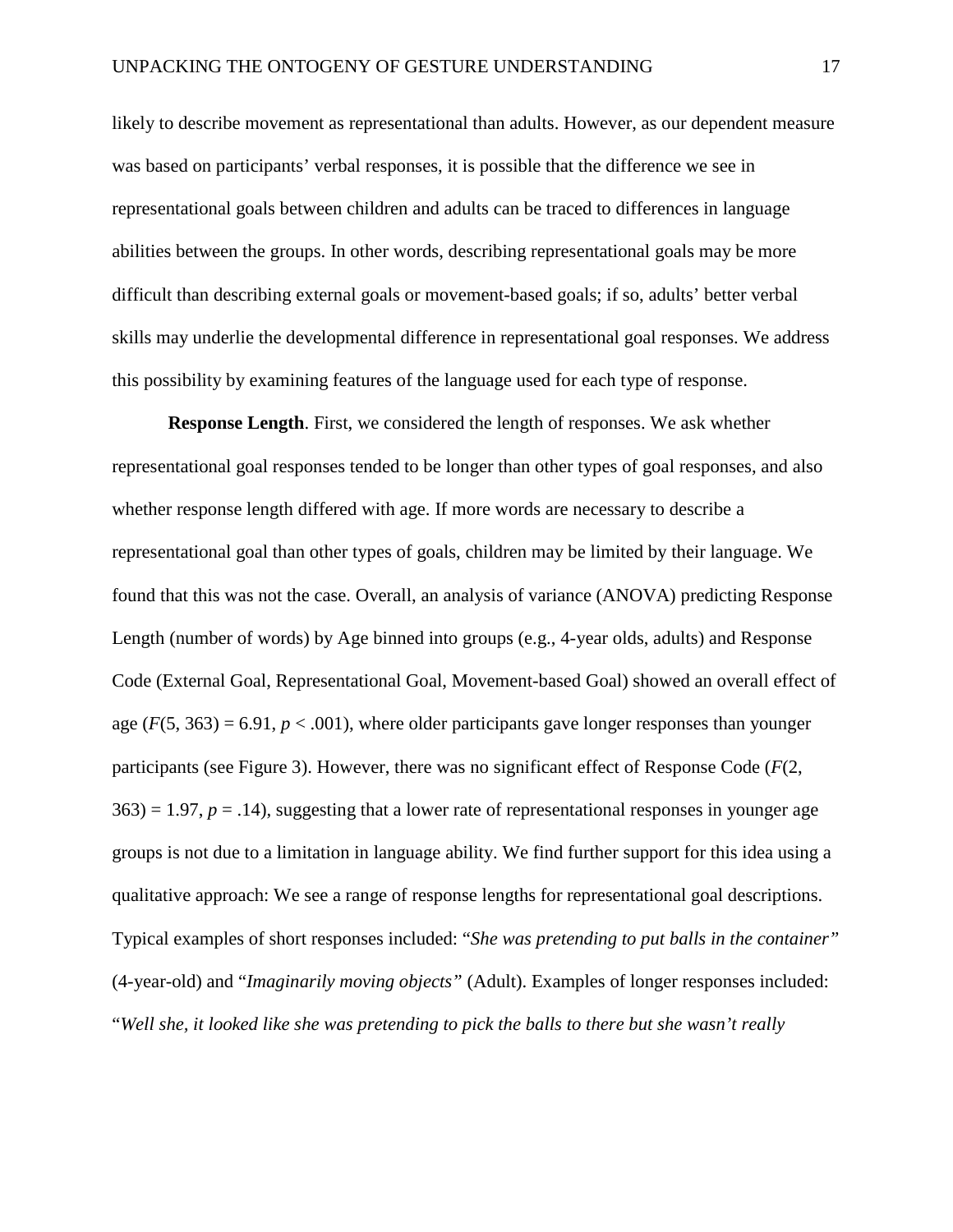likely to describe movement as representational than adults. However, as our dependent measure was based on participants' verbal responses, it is possible that the difference we see in representational goals between children and adults can be traced to differences in language abilities between the groups. In other words, describing representational goals may be more difficult than describing external goals or movement-based goals; if so, adults' better verbal skills may underlie the developmental difference in representational goal responses. We address this possibility by examining features of the language used for each type of response.

**Response Length**. First, we considered the length of responses. We ask whether representational goal responses tended to be longer than other types of goal responses, and also whether response length differed with age. If more words are necessary to describe a representational goal than other types of goals, children may be limited by their language. We found that this was not the case. Overall, an analysis of variance (ANOVA) predicting Response Length (number of words) by Age binned into groups (e.g., 4-year olds, adults) and Response Code (External Goal, Representational Goal, Movement-based Goal) showed an overall effect of age ($F(5, 363) = 6.91$, $p < .001$), where older participants gave longer responses than younger participants (see Figure 3). However, there was no significant effect of Response Code ($F(2, 363) = 1.97$, $p = .14$), suggesting that a lower rate of representational responses in younger age groups is not due to a limitation in language ability. We find further support for this idea using a qualitative approach: We see a range of response lengths for representational goal descriptions. Typical examples of short responses included: "*She was pretending to put balls in the container"* (4-year-old) and "*Imaginarily moving objects"* (Adult). Examples of longer responses included: "*Well she, it looked like she was pretending to pick the balls to there but she wasn't really*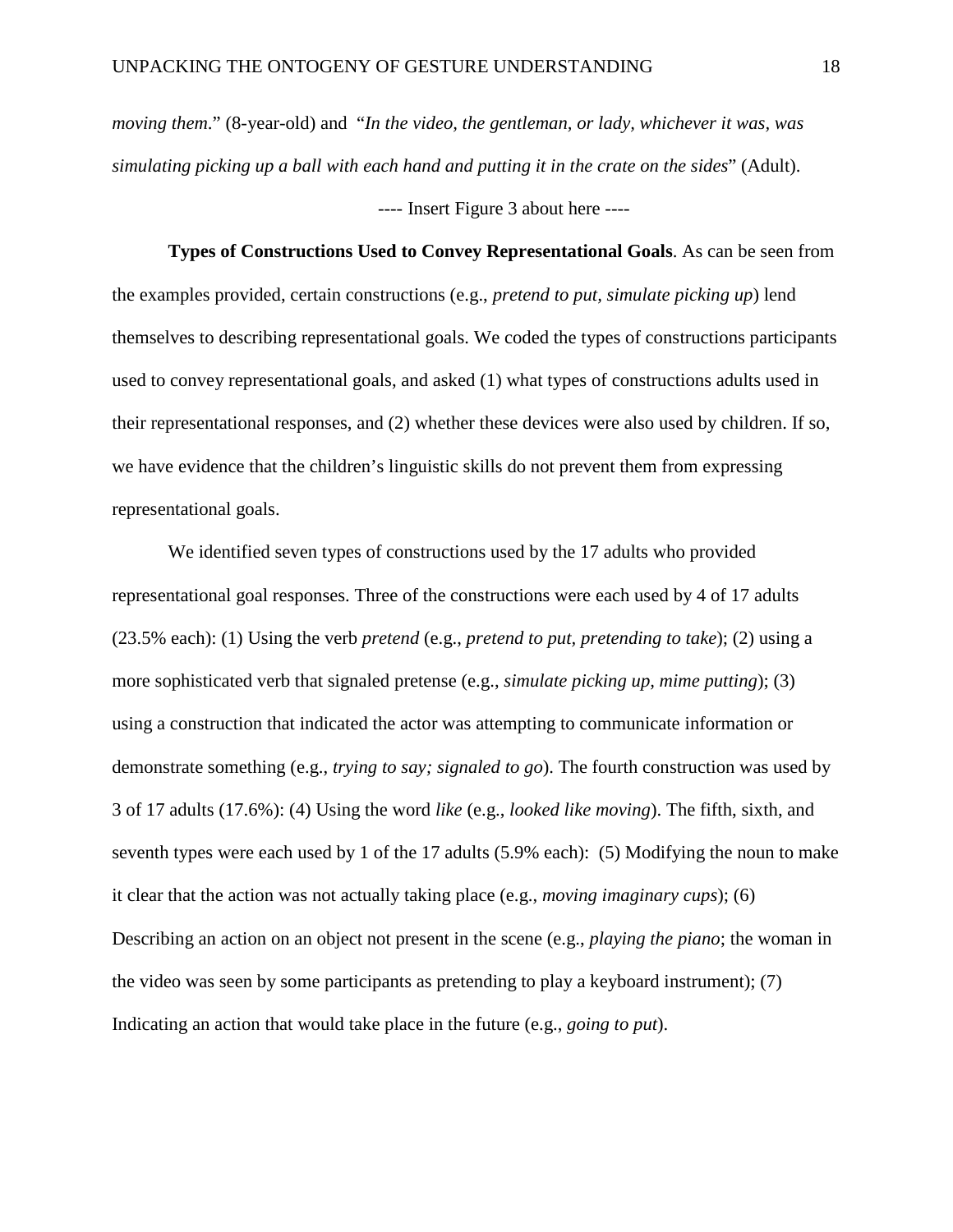*moving them*." (8-year-old) and "*In the video, the gentleman, or lady, whichever it was, was simulating picking up a ball with each hand and putting it in the crate on the sides*" (Adult).

---- Insert Figure 3 about here ----

**Types of Constructions Used to Convey Representational Goals**. As can be seen from the examples provided, certain constructions (e.g., *pretend to put, simulate picking up*) lend themselves to describing representational goals. We coded the types of constructions participants used to convey representational goals, and asked (1) what types of constructions adults used in their representational responses, and (2) whether these devices were also used by children. If so, we have evidence that the children's linguistic skills do not prevent them from expressing representational goals.

We identified seven types of constructions used by the 17 adults who provided representational goal responses. Three of the constructions were each used by 4 of 17 adults (23.5% each): (1) Using the verb *pretend* (e.g., *pretend to put, pretending to take*); (2) using a more sophisticated verb that signaled pretense (e.g., *simulate picking up, mime putting*); (3) using a construction that indicated the actor was attempting to communicate information or demonstrate something (e.g., *trying to say; signaled to go*). The fourth construction was used by 3 of 17 adults (17.6%): (4) Using the word *like* (e.g., *looked like moving*). The fifth, sixth, and seventh types were each used by 1 of the 17 adults (5.9% each): (5) Modifying the noun to make it clear that the action was not actually taking place (e.g., *moving imaginary cups*); (6) Describing an action on an object not present in the scene (e.g., *playing the piano*; the woman in the video was seen by some participants as pretending to play a keyboard instrument); (7) Indicating an action that would take place in the future (e.g., *going to put*).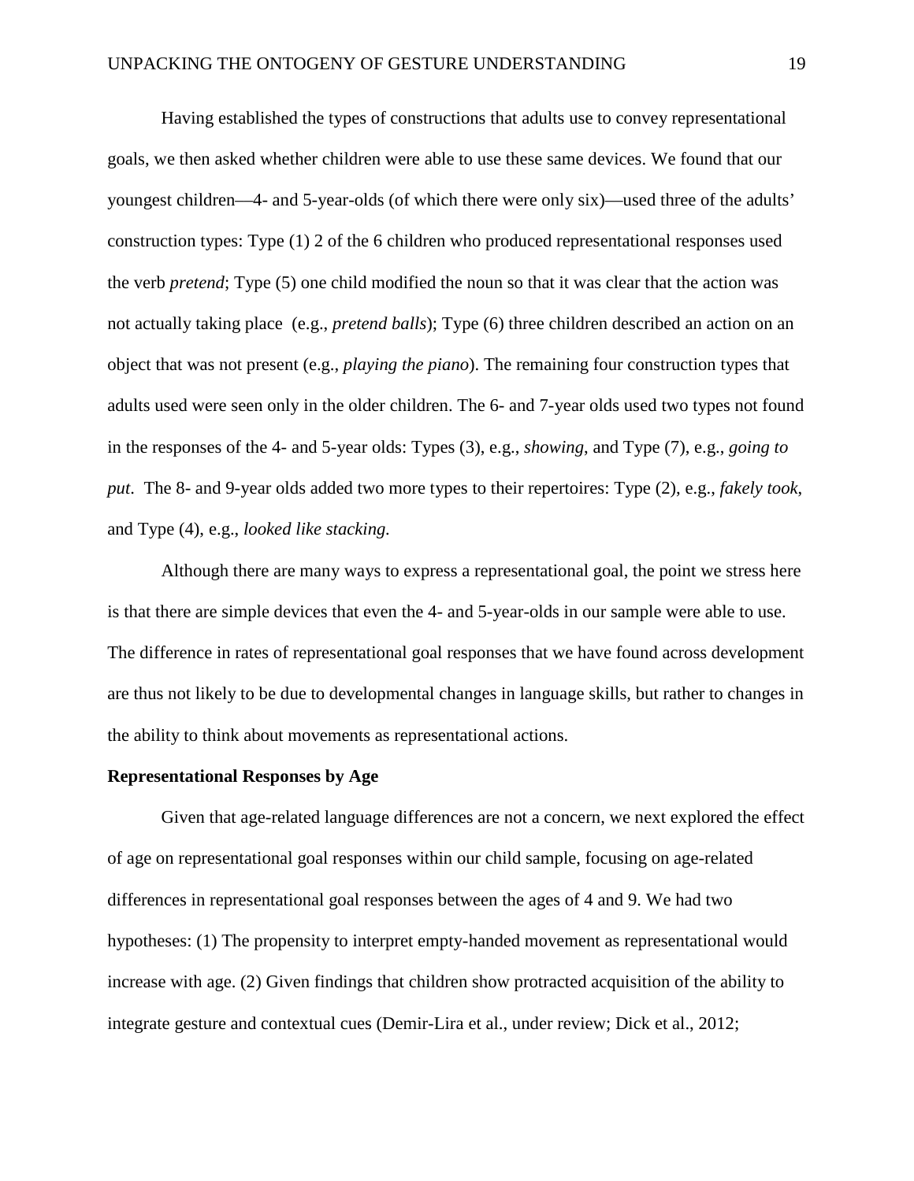Having established the types of constructions that adults use to convey representational goals, we then asked whether children were able to use these same devices. We found that our youngest children—4- and 5-year-olds (of which there were only six)—used three of the adults' construction types: Type (1) 2 of the 6 children who produced representational responses used the verb *pretend*; Type (5) one child modified the noun so that it was clear that the action was not actually taking place (e.g., *pretend balls*); Type (6) three children described an action on an object that was not present (e.g., *playing the piano*). The remaining four construction types that adults used were seen only in the older children. The 6- and 7-year olds used two types not found in the responses of the 4- and 5-year olds: Types (3), e.g., *showing*, and Type (7), e.g., *going to put*. The 8- and 9-year olds added two more types to their repertoires: Type (2), e.g., *fakely took*, and Type (4), e.g., *looked like stacking.*

Although there are many ways to express a representational goal, the point we stress here is that there are simple devices that even the 4- and 5-year-olds in our sample were able to use. The difference in rates of representational goal responses that we have found across development are thus not likely to be due to developmental changes in language skills, but rather to changes in the ability to think about movements as representational actions.

**Representational Responses by Age**

Given that age-related language differences are not a concern, we next explored the effect of age on representational goal responses within our child sample, focusing on age-related differences in representational goal responses between the ages of 4 and 9. We had two hypotheses: (1) The propensity to interpret empty-handed movement as representational would increase with age. (2) Given findings that children show protracted acquisition of the ability to integrate gesture and contextual cues (Demir-Lira et al., under review; Dick et al., 2012;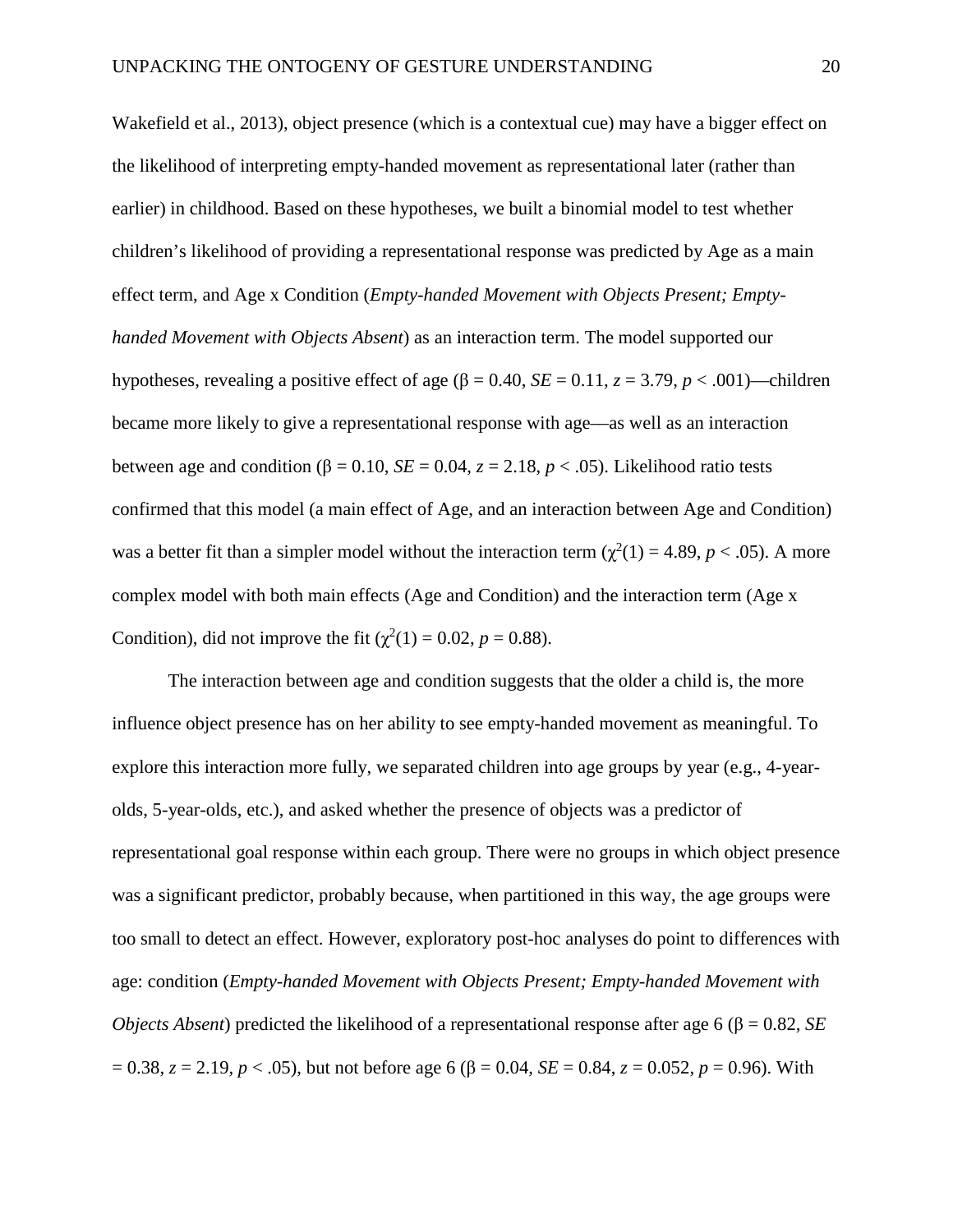Wakefield et al., 2013), object presence (which is a contextual cue) may have a bigger effect on the likelihood of interpreting empty-handed movement as representational later (rather than earlier) in childhood. Based on these hypotheses, we built a binomial model to test whether children's likelihood of providing a representational response was predicted by Age as a main effect term, and Age x Condition (*Empty-handed Movement with Objects Present; Empty-handed Movement with Objects Absent*) as an interaction term. The model supported our hypotheses, revealing a positive effect of age ($\beta = 0.40$, $SE = 0.11$, $z = 3.79$, $p < .001$)—children became more likely to give a representational response with age—as well as an interaction between age and condition ($\beta = 0.10$, $SE = 0.04$, $z = 2.18$, $p < .05$). Likelihood ratio tests confirmed that this model (a main effect of Age, and an interaction between Age and Condition) was a better fit than a simpler model without the interaction term ($\chi^2(1) = 4.89$, $p < .05$). A more complex model with both main effects (Age and Condition) and the interaction term (Age x Condition), did not improve the fit ($\chi^2(1) = 0.02$, $p = 0.88$).

The interaction between age and condition suggests that the older a child is, the more influence object presence has on her ability to see empty-handed movement as meaningful. To explore this interaction more fully, we separated children into age groups by year (e.g., 4-year-olds, 5-year-olds, etc.), and asked whether the presence of objects was a predictor of representational goal response within each group. There were no groups in which object presence was a significant predictor, probably because, when partitioned in this way, the age groups were too small to detect an effect. However, exploratory post-hoc analyses do point to differences with age: condition (*Empty-handed Movement with Objects Present; Empty-handed Movement with Objects Absent*) predicted the likelihood of a representational response after age 6 ($\beta = 0.82$, $SE = 0.38$, $z = 2.19$, $p < .05$), but not before age 6 ($\beta = 0.04$, $SE = 0.84$, $z = 0.052$, $p = 0.96$). With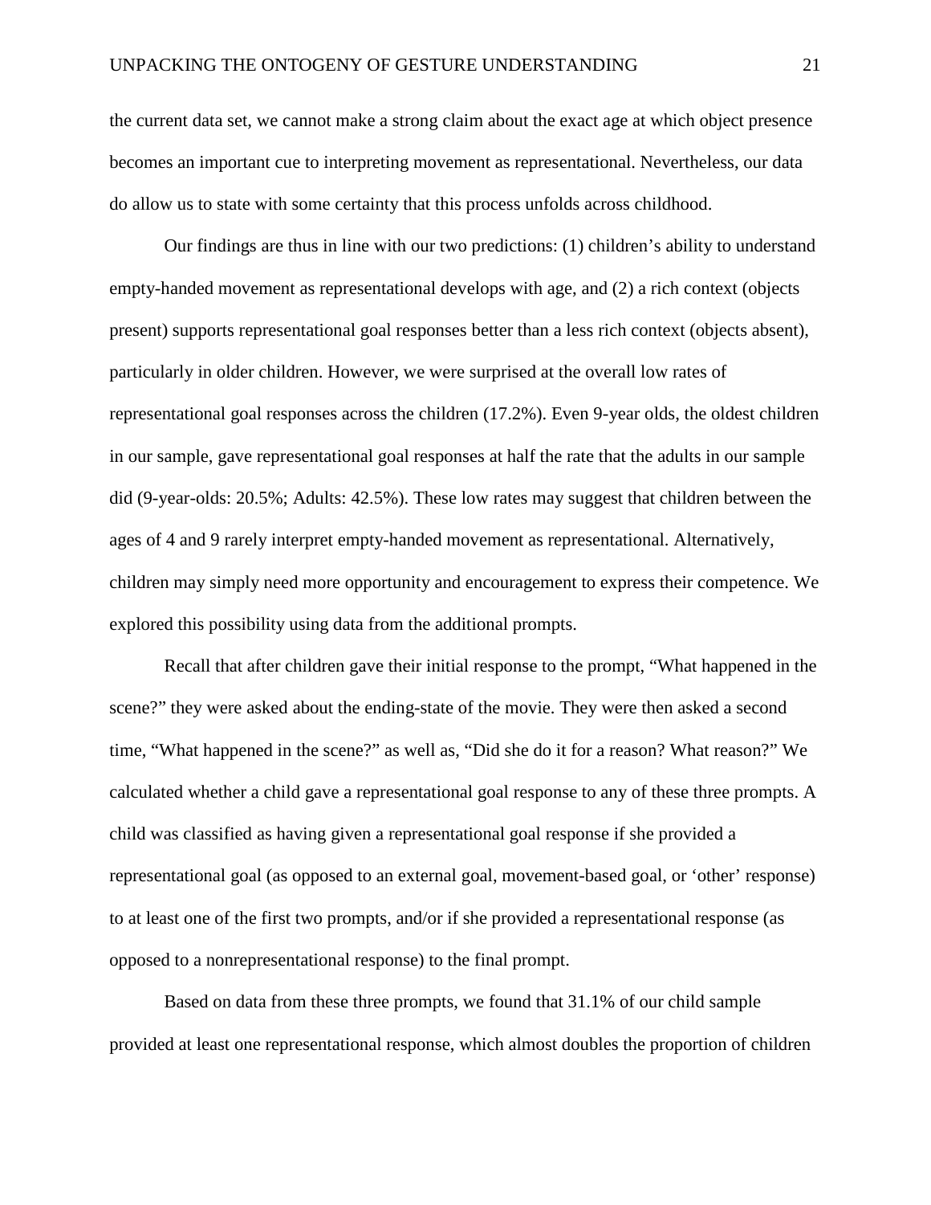the current data set, we cannot make a strong claim about the exact age at which object presence becomes an important cue to interpreting movement as representational. Nevertheless, our data do allow us to state with some certainty that this process unfolds across childhood.

Our findings are thus in line with our two predictions: (1) children's ability to understand empty-handed movement as representational develops with age, and (2) a rich context (objects present) supports representational goal responses better than a less rich context (objects absent), particularly in older children. However, we were surprised at the overall low rates of representational goal responses across the children (17.2%). Even 9-year olds, the oldest children in our sample, gave representational goal responses at half the rate that the adults in our sample did (9-year-olds: 20.5%; Adults: 42.5%). These low rates may suggest that children between the ages of 4 and 9 rarely interpret empty-handed movement as representational. Alternatively, children may simply need more opportunity and encouragement to express their competence. We explored this possibility using data from the additional prompts.

Recall that after children gave their initial response to the prompt, "What happened in the scene?" they were asked about the ending-state of the movie. They were then asked a second time, "What happened in the scene?" as well as, "Did she do it for a reason? What reason?" We calculated whether a child gave a representational goal response to any of these three prompts. A child was classified as having given a representational goal response if she provided a representational goal (as opposed to an external goal, movement-based goal, or 'other' response) to at least one of the first two prompts, and/or if she provided a representational response (as opposed to a nonrepresentational response) to the final prompt.

Based on data from these three prompts, we found that 31.1% of our child sample provided at least one representational response, which almost doubles the proportion of children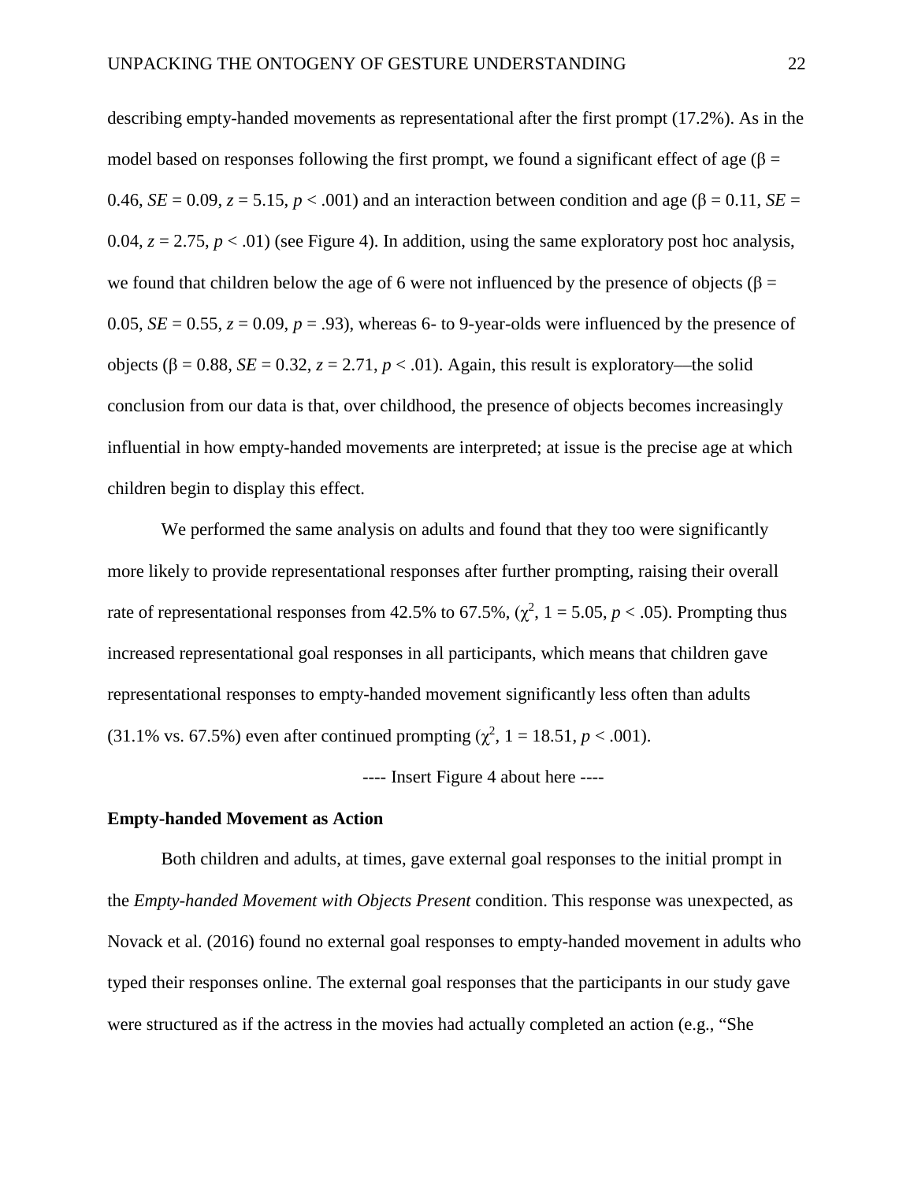describing empty-handed movements as representational after the first prompt (17.2%). As in the model based on responses following the first prompt, we found a significant effect of age ($\beta$ = 0.46, *SE* = 0.09, *z* = 5.15, *p* < .001) and an interaction between condition and age ($\beta$ = 0.11, *SE* = 0.04, *z* = 2.75, *p* < .01) (see Figure 4). In addition, using the same exploratory post hoc analysis, we found that children below the age of 6 were not influenced by the presence of objects ($\beta$ = 0.05, *SE* = 0.55, *z* = 0.09, *p* = .93), whereas 6- to 9-year-olds were influenced by the presence of objects ($\beta$ = 0.88, *SE* = 0.32, *z* = 2.71, *p* < .01). Again, this result is exploratory—the solid conclusion from our data is that, over childhood, the presence of objects becomes increasingly influential in how empty-handed movements are interpreted; at issue is the precise age at which children begin to display this effect.

We performed the same analysis on adults and found that they too were significantly more likely to provide representational responses after further prompting, raising their overall rate of representational responses from 42.5% to 67.5%, ($\chi^2$, 1 = 5.05, *p* < .05). Prompting thus increased representational goal responses in all participants, which means that children gave representational responses to empty-handed movement significantly less often than adults (31.1% vs. 67.5%) even after continued prompting ($\chi^2$, 1 = 18.51, *p* < .001).

---- Insert Figure 4 about here ----

**Empty-handed Movement as Action**

Both children and adults, at times, gave external goal responses to the initial prompt in the *Empty-handed Movement with Objects Present* condition. This response was unexpected, as Novack et al. (2016) found no external goal responses to empty-handed movement in adults who typed their responses online. The external goal responses that the participants in our study gave were structured as if the actress in the movies had actually completed an action (e.g., "She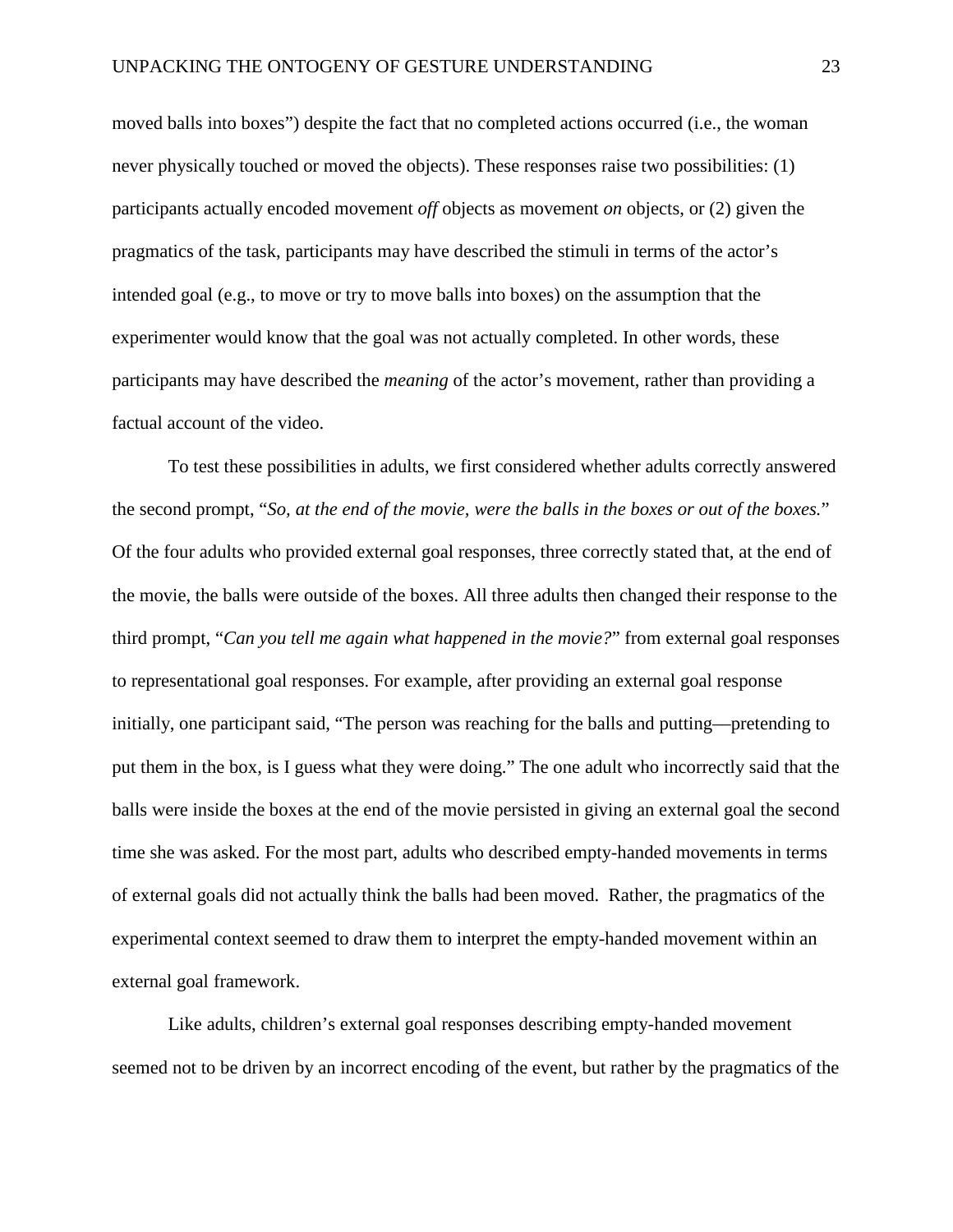moved balls into boxes") despite the fact that no completed actions occurred (i.e., the woman never physically touched or moved the objects). These responses raise two possibilities: (1) participants actually encoded movement *off* objects as movement *on* objects, or (2) given the pragmatics of the task, participants may have described the stimuli in terms of the actor's intended goal (e.g., to move or try to move balls into boxes) on the assumption that the experimenter would know that the goal was not actually completed. In other words, these participants may have described the *meaning* of the actor's movement, rather than providing a factual account of the video.

To test these possibilities in adults, we first considered whether adults correctly answered the second prompt, "*So, at the end of the movie, were the balls in the boxes or out of the boxes.*" Of the four adults who provided external goal responses, three correctly stated that, at the end of the movie, the balls were outside of the boxes. All three adults then changed their response to the third prompt, "*Can you tell me again what happened in the movie?*" from external goal responses to representational goal responses. For example, after providing an external goal response initially, one participant said, "The person was reaching for the balls and putting—pretending to put them in the box, is I guess what they were doing." The one adult who incorrectly said that the balls were inside the boxes at the end of the movie persisted in giving an external goal the second time she was asked. For the most part, adults who described empty-handed movements in terms of external goals did not actually think the balls had been moved. Rather, the pragmatics of the experimental context seemed to draw them to interpret the empty-handed movement within an external goal framework.

Like adults, children's external goal responses describing empty-handed movement seemed not to be driven by an incorrect encoding of the event, but rather by the pragmatics of the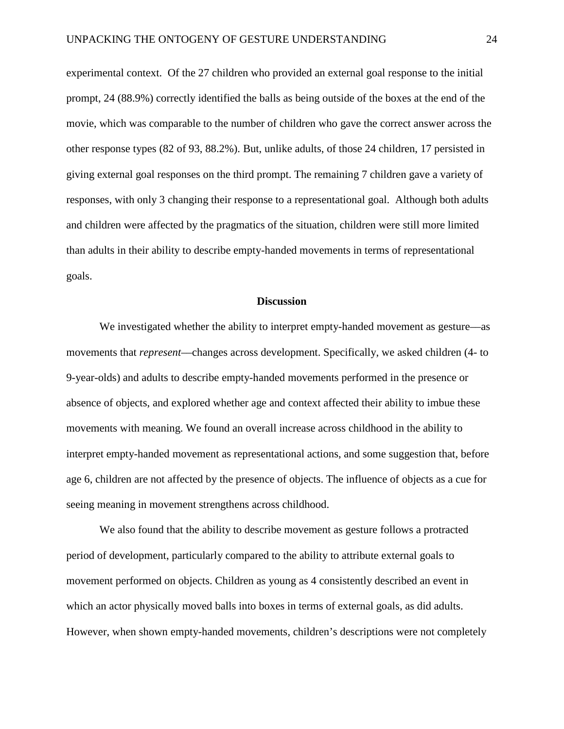experimental context. Of the 27 children who provided an external goal response to the initial prompt, 24 (88.9%) correctly identified the balls as being outside of the boxes at the end of the movie, which was comparable to the number of children who gave the correct answer across the other response types (82 of 93, 88.2%). But, unlike adults, of those 24 children, 17 persisted in giving external goal responses on the third prompt. The remaining 7 children gave a variety of responses, with only 3 changing their response to a representational goal. Although both adults and children were affected by the pragmatics of the situation, children were still more limited than adults in their ability to describe empty-handed movements in terms of representational goals.

## Discussion

We investigated whether the ability to interpret empty-handed movement as gesture—as movements that *represent*—changes across development. Specifically, we asked children (4- to 9-year-olds) and adults to describe empty-handed movements performed in the presence or absence of objects, and explored whether age and context affected their ability to imbue these movements with meaning. We found an overall increase across childhood in the ability to interpret empty-handed movement as representational actions, and some suggestion that, before age 6, children are not affected by the presence of objects. The influence of objects as a cue for seeing meaning in movement strengthens across childhood.

We also found that the ability to describe movement as gesture follows a protracted period of development, particularly compared to the ability to attribute external goals to movement performed on objects. Children as young as 4 consistently described an event in which an actor physically moved balls into boxes in terms of external goals, as did adults. However, when shown empty-handed movements, children's descriptions were not completely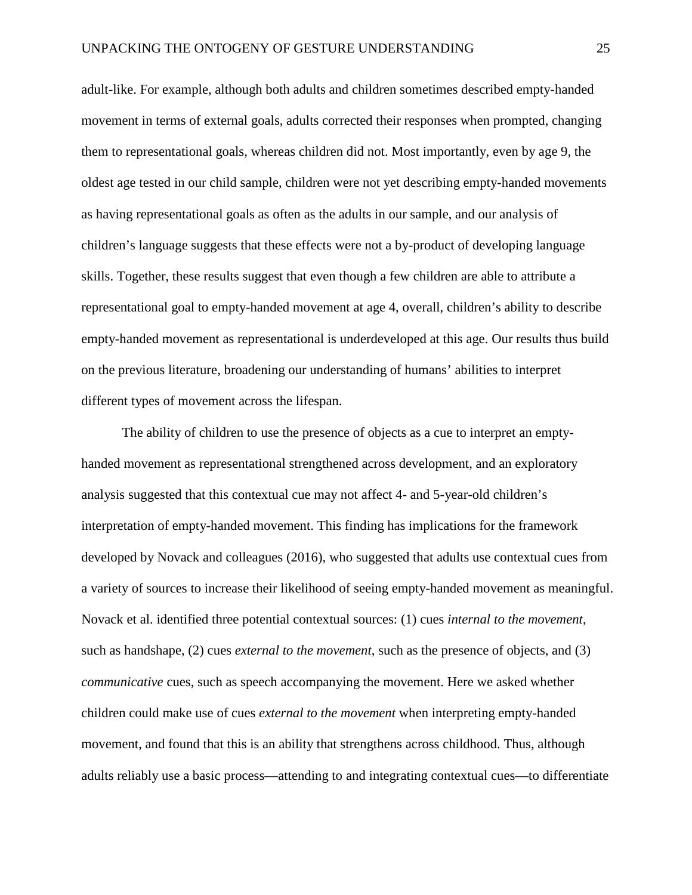adult-like. For example, although both adults and children sometimes described empty-handed movement in terms of external goals, adults corrected their responses when prompted, changing them to representational goals, whereas children did not. Most importantly, even by age 9, the oldest age tested in our child sample, children were not yet describing empty-handed movements as having representational goals as often as the adults in our sample, and our analysis of children's language suggests that these effects were not a by-product of developing language skills. Together, these results suggest that even though a few children are able to attribute a representational goal to empty-handed movement at age 4, overall, children's ability to describe empty-handed movement as representational is underdeveloped at this age. Our results thus build on the previous literature, broadening our understanding of humans' abilities to interpret different types of movement across the lifespan.

The ability of children to use the presence of objects as a cue to interpret an empty-handed movement as representational strengthened across development, and an exploratory analysis suggested that this contextual cue may not affect 4- and 5-year-old children's interpretation of empty-handed movement. This finding has implications for the framework developed by Novack and colleagues (2016), who suggested that adults use contextual cues from a variety of sources to increase their likelihood of seeing empty-handed movement as meaningful. Novack et al. identified three potential contextual sources: (1) cues *internal to the movement*, such as handshape, (2) cues *external to the movement*, such as the presence of objects, and (3) *communicative* cues, such as speech accompanying the movement. Here we asked whether children could make use of cues *external to the movement* when interpreting empty-handed movement, and found that this is an ability that strengthens across childhood. Thus, although adults reliably use a basic process—attending to and integrating contextual cues—to differentiate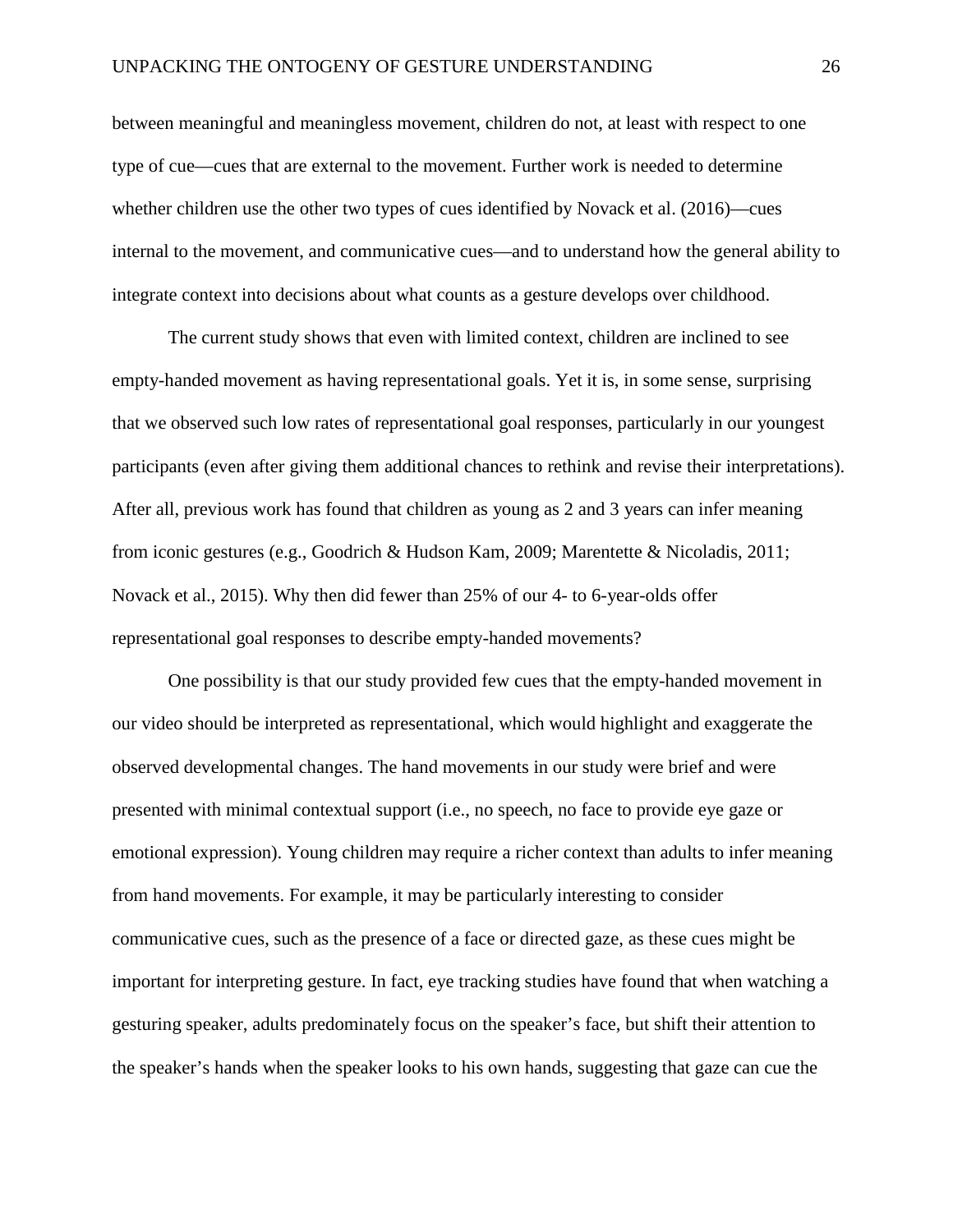between meaningful and meaningless movement, children do not, at least with respect to one type of cue—cues that are external to the movement. Further work is needed to determine whether children use the other two types of cues identified by Novack et al. (2016)—cues internal to the movement, and communicative cues—and to understand how the general ability to integrate context into decisions about what counts as a gesture develops over childhood.

The current study shows that even with limited context, children are inclined to see empty-handed movement as having representational goals. Yet it is, in some sense, surprising that we observed such low rates of representational goal responses, particularly in our youngest participants (even after giving them additional chances to rethink and revise their interpretations). After all, previous work has found that children as young as 2 and 3 years can infer meaning from iconic gestures (e.g., Goodrich & Hudson Kam, 2009; Marentette & Nicoladis, 2011; Novack et al., 2015). Why then did fewer than 25% of our 4- to 6-year-olds offer representational goal responses to describe empty-handed movements?

One possibility is that our study provided few cues that the empty-handed movement in our video should be interpreted as representational, which would highlight and exaggerate the observed developmental changes. The hand movements in our study were brief and were presented with minimal contextual support (i.e., no speech, no face to provide eye gaze or emotional expression). Young children may require a richer context than adults to infer meaning from hand movements. For example, it may be particularly interesting to consider communicative cues, such as the presence of a face or directed gaze, as these cues might be important for interpreting gesture. In fact, eye tracking studies have found that when watching a gesturing speaker, adults predominately focus on the speaker's face, but shift their attention to the speaker's hands when the speaker looks to his own hands, suggesting that gaze can cue the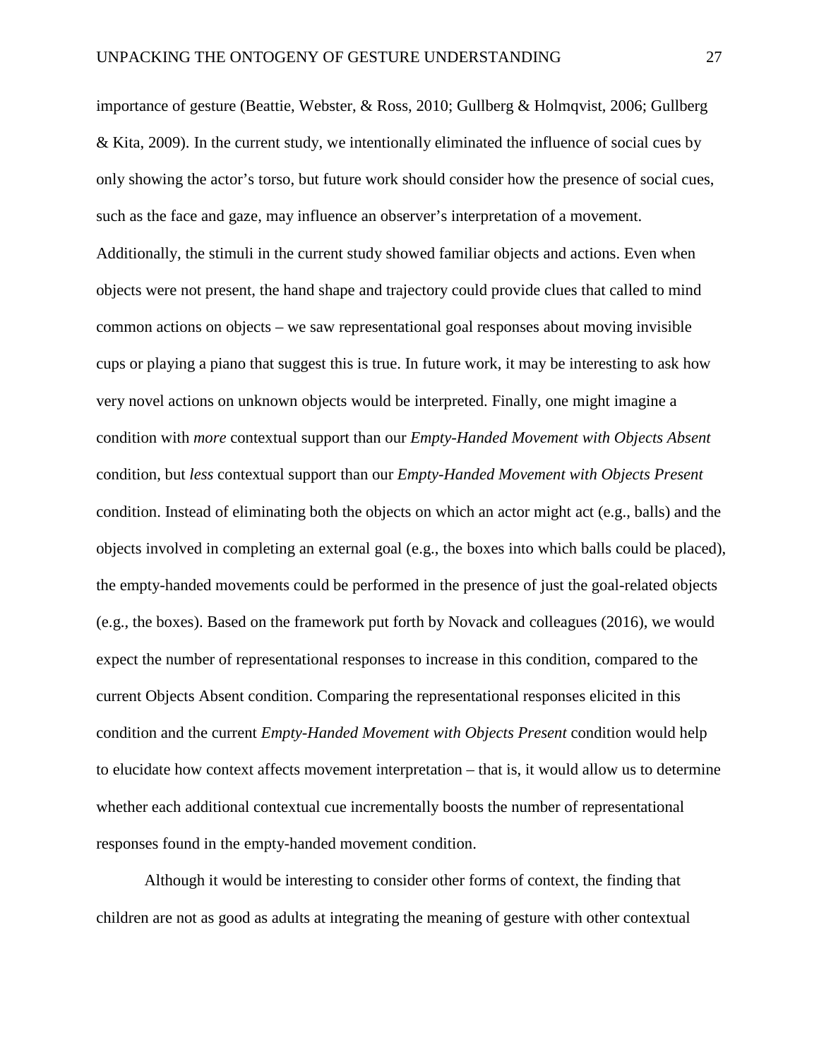importance of gesture (Beattie, Webster, & Ross, 2010; Gullberg & Holmqvist, 2006; Gullberg & Kita, 2009). In the current study, we intentionally eliminated the influence of social cues by only showing the actor's torso, but future work should consider how the presence of social cues, such as the face and gaze, may influence an observer's interpretation of a movement. Additionally, the stimuli in the current study showed familiar objects and actions. Even when objects were not present, the hand shape and trajectory could provide clues that called to mind common actions on objects – we saw representational goal responses about moving invisible cups or playing a piano that suggest this is true. In future work, it may be interesting to ask how very novel actions on unknown objects would be interpreted. Finally, one might imagine a condition with *more* contextual support than our *Empty-Handed Movement with Objects Absent* condition, but *less* contextual support than our *Empty-Handed Movement with Objects Present* condition. Instead of eliminating both the objects on which an actor might act (e.g., balls) and the objects involved in completing an external goal (e.g., the boxes into which balls could be placed), the empty-handed movements could be performed in the presence of just the goal-related objects (e.g., the boxes). Based on the framework put forth by Novack and colleagues (2016), we would expect the number of representational responses to increase in this condition, compared to the current Objects Absent condition. Comparing the representational responses elicited in this condition and the current *Empty-Handed Movement with Objects Present* condition would help to elucidate how context affects movement interpretation – that is, it would allow us to determine whether each additional contextual cue incrementally boosts the number of representational responses found in the empty-handed movement condition.

Although it would be interesting to consider other forms of context, the finding that children are not as good as adults at integrating the meaning of gesture with other contextual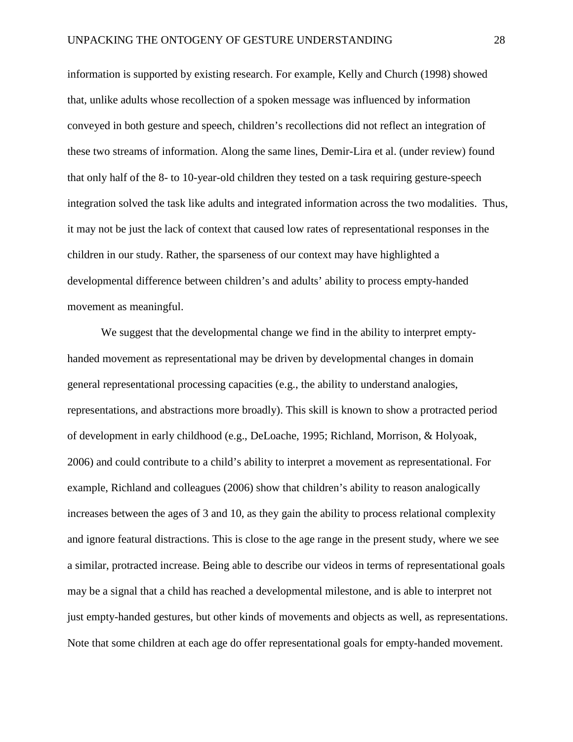information is supported by existing research. For example, Kelly and Church (1998) showed that, unlike adults whose recollection of a spoken message was influenced by information conveyed in both gesture and speech, children's recollections did not reflect an integration of these two streams of information. Along the same lines, Demir-Lira et al. (under review) found that only half of the 8- to 10-year-old children they tested on a task requiring gesture-speech integration solved the task like adults and integrated information across the two modalities. Thus, it may not be just the lack of context that caused low rates of representational responses in the children in our study. Rather, the sparseness of our context may have highlighted a developmental difference between children's and adults' ability to process empty-handed movement as meaningful.

We suggest that the developmental change we find in the ability to interpret empty-handed movement as representational may be driven by developmental changes in domain general representational processing capacities (e.g., the ability to understand analogies, representations, and abstractions more broadly). This skill is known to show a protracted period of development in early childhood (e.g., DeLoache, 1995; Richland, Morrison, & Holyoak, 2006) and could contribute to a child's ability to interpret a movement as representational. For example, Richland and colleagues (2006) show that children's ability to reason analogically increases between the ages of 3 and 10, as they gain the ability to process relational complexity and ignore featural distractions. This is close to the age range in the present study, where we see a similar, protracted increase. Being able to describe our videos in terms of representational goals may be a signal that a child has reached a developmental milestone, and is able to interpret not just empty-handed gestures, but other kinds of movements and objects as well, as representations. Note that some children at each age do offer representational goals for empty-handed movement.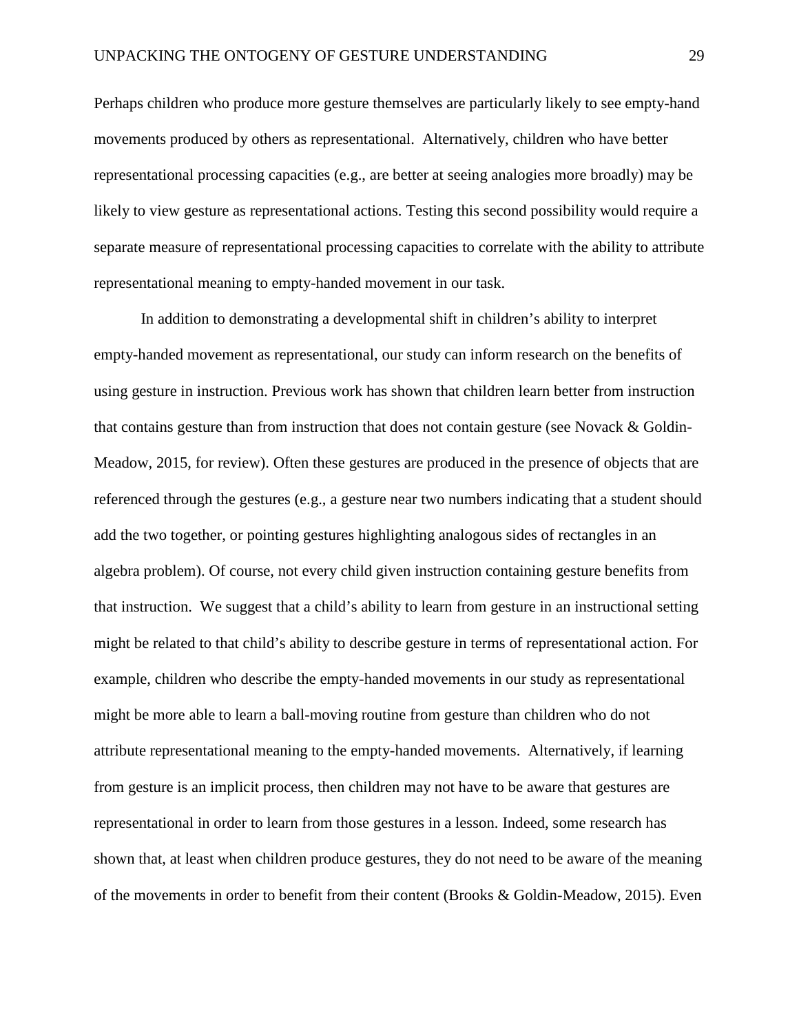Perhaps children who produce more gesture themselves are particularly likely to see empty-hand movements produced by others as representational. Alternatively, children who have better representational processing capacities (e.g., are better at seeing analogies more broadly) may be likely to view gesture as representational actions. Testing this second possibility would require a separate measure of representational processing capacities to correlate with the ability to attribute representational meaning to empty-handed movement in our task.

In addition to demonstrating a developmental shift in children's ability to interpret empty-handed movement as representational, our study can inform research on the benefits of using gesture in instruction. Previous work has shown that children learn better from instruction that contains gesture than from instruction that does not contain gesture (see Novack & Goldin-Meadow, 2015, for review). Often these gestures are produced in the presence of objects that are referenced through the gestures (e.g., a gesture near two numbers indicating that a student should add the two together, or pointing gestures highlighting analogous sides of rectangles in an algebra problem). Of course, not every child given instruction containing gesture benefits from that instruction. We suggest that a child's ability to learn from gesture in an instructional setting might be related to that child's ability to describe gesture in terms of representational action. For example, children who describe the empty-handed movements in our study as representational might be more able to learn a ball-moving routine from gesture than children who do not attribute representational meaning to the empty-handed movements. Alternatively, if learning from gesture is an implicit process, then children may not have to be aware that gestures are representational in order to learn from those gestures in a lesson. Indeed, some research has shown that, at least when children produce gestures, they do not need to be aware of the meaning of the movements in order to benefit from their content (Brooks & Goldin-Meadow, 2015). Even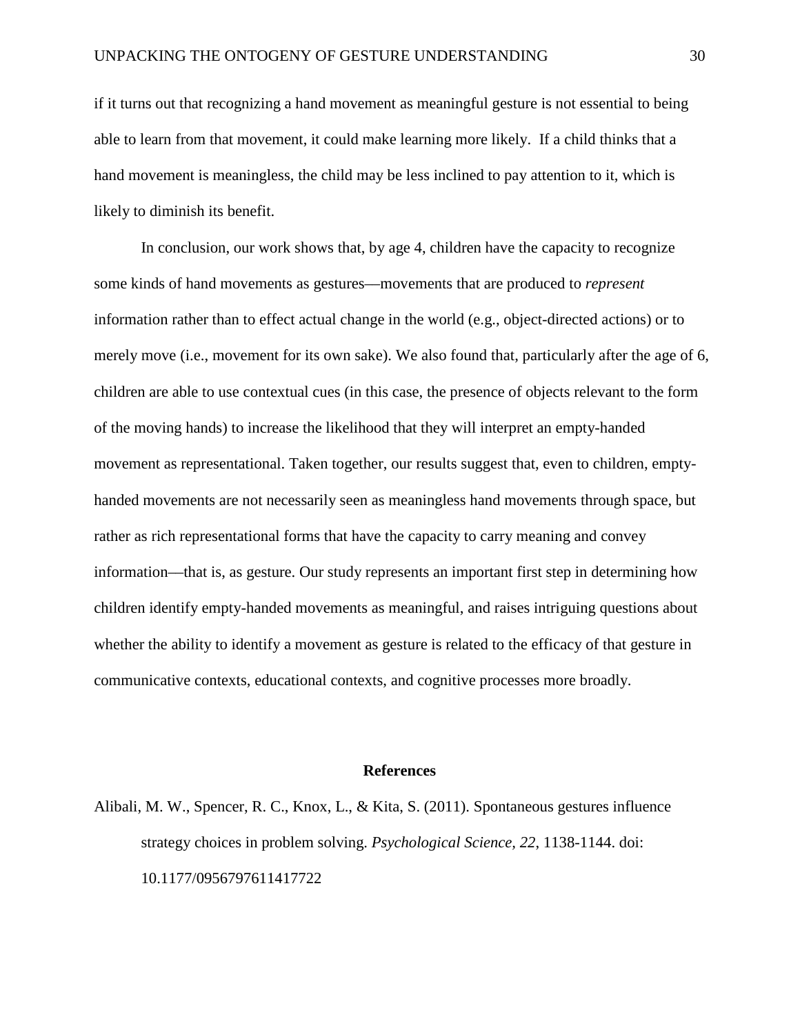if it turns out that recognizing a hand movement as meaningful gesture is not essential to being able to learn from that movement, it could make learning more likely. If a child thinks that a hand movement is meaningless, the child may be less inclined to pay attention to it, which is likely to diminish its benefit.

In conclusion, our work shows that, by age 4, children have the capacity to recognize some kinds of hand movements as gestures—movements that are produced to *represent* information rather than to effect actual change in the world (e.g., object-directed actions) or to merely move (i.e., movement for its own sake). We also found that, particularly after the age of 6, children are able to use contextual cues (in this case, the presence of objects relevant to the form of the moving hands) to increase the likelihood that they will interpret an empty-handed movement as representational. Taken together, our results suggest that, even to children, empty-handed movements are not necessarily seen as meaningless hand movements through space, but rather as rich representational forms that have the capacity to carry meaning and convey information—that is, as gesture. Our study represents an important first step in determining how children identify empty-handed movements as meaningful, and raises intriguing questions about whether the ability to identify a movement as gesture is related to the efficacy of that gesture in communicative contexts, educational contexts, and cognitive processes more broadly.

## References

Alibali, M. W., Spencer, R. C., Knox, L., & Kita, S. (2011). Spontaneous gestures influence strategy choices in problem solving. *Psychological Science, 22*, 1138-1144. doi: 10.1177/0956797611417722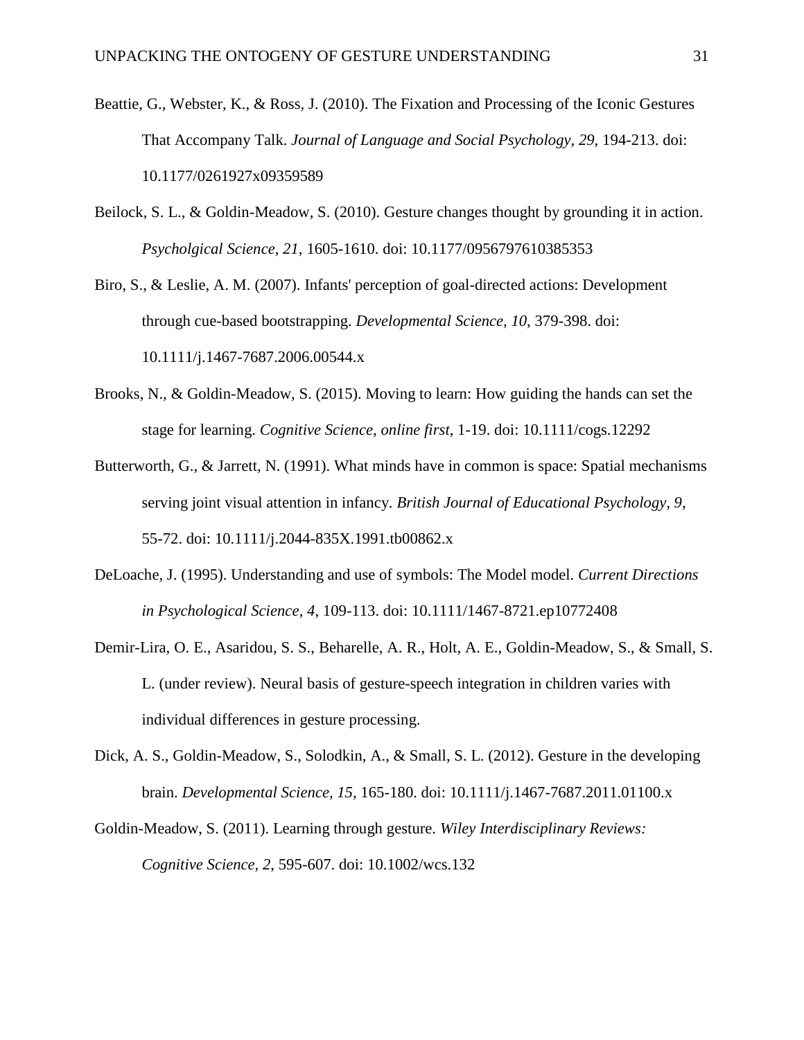Beattie, G., Webster, K., & Ross, J. (2010). The Fixation and Processing of the Iconic Gestures That Accompany Talk. *Journal of Language and Social Psychology, 29*, 194-213. doi: 10.1177/0261927x09359589

Beilock, S. L., & Goldin-Meadow, S. (2010). Gesture changes thought by grounding it in action. *Psycholgical Science, 21*, 1605-1610. doi: 10.1177/0956797610385353

Biro, S., & Leslie, A. M. (2007). Infants' perception of goal-directed actions: Development through cue-based bootstrapping. *Developmental Science, 10*, 379-398. doi: 10.1111/j.1467-7687.2006.00544.x

Brooks, N., & Goldin-Meadow, S. (2015). Moving to learn: How guiding the hands can set the stage for learning. *Cognitive Science, online first*, 1-19. doi: 10.1111/cogs.12292

Butterworth, G., & Jarrett, N. (1991). What minds have in common is space: Spatial mechanisms serving joint visual attention in infancy. *British Journal of Educational Psychology, 9*, 55-72. doi: 10.1111/j.2044-835X.1991.tb00862.x

DeLoache, J. (1995). Understanding and use of symbols: The Model model. *Current Directions in Psychological Science, 4*, 109-113. doi: 10.1111/1467-8721.ep10772408

Demir-Lira, O. E., Asaridou, S. S., Beharelle, A. R., Holt, A. E., Goldin-Meadow, S., & Small, S. L. (under review). Neural basis of gesture-speech integration in children varies with individual differences in gesture processing.

Dick, A. S., Goldin-Meadow, S., Solodkin, A., & Small, S. L. (2012). Gesture in the developing brain. *Developmental Science, 15*, 165-180. doi: 10.1111/j.1467-7687.2011.01100.x

Goldin-Meadow, S. (2011). Learning through gesture. *Wiley Interdisciplinary Reviews: Cognitive Science, 2*, 595-607. doi: 10.1002/wcs.132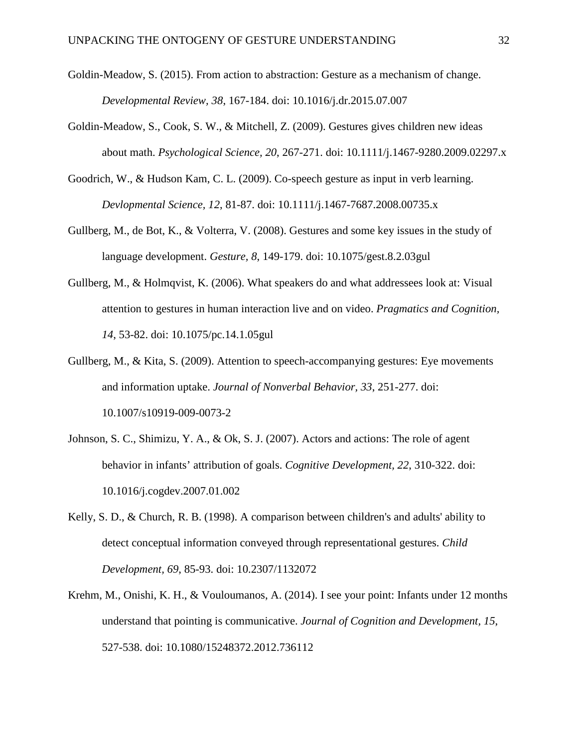Goldin-Meadow, S. (2015). From action to abstraction: Gesture as a mechanism of change. *Developmental Review, 38*, 167-184. doi: 10.1016/j.dr.2015.07.007

Goldin-Meadow, S., Cook, S. W., & Mitchell, Z. (2009). Gestures gives children new ideas about math. *Psychological Science, 20*, 267-271. doi: 10.1111/j.1467-9280.2009.02297.x

Goodrich, W., & Hudson Kam, C. L. (2009). Co-speech gesture as input in verb learning. *Devlopmental Science, 12*, 81-87. doi: 10.1111/j.1467-7687.2008.00735.x

Gullberg, M., de Bot, K., & Volterra, V. (2008). Gestures and some key issues in the study of language development. *Gesture, 8,* 149-179. doi: 10.1075/gest.8.2.03gul

Gullberg, M., & Holmqvist, K. (2006). What speakers do and what addressees look at: Visual attention to gestures in human interaction live and on video. *Pragmatics and Cognition, 14*, 53-82. doi: 10.1075/pc.14.1.05gul

Gullberg, M., & Kita, S. (2009). Attention to speech-accompanying gestures: Eye movements and information uptake. *Journal of Nonverbal Behavior, 33*, 251-277. doi: 10.1007/s10919-009-0073-2

Johnson, S. C., Shimizu, Y. A., & Ok, S. J. (2007). Actors and actions: The role of agent behavior in infants' attribution of goals. *Cognitive Development, 22*, 310-322. doi: 10.1016/j.cogdev.2007.01.002

Kelly, S. D., & Church, R. B. (1998). A comparison between children's and adults' ability to detect conceptual information conveyed through representational gestures. *Child Development, 69*, 85-93. doi: 10.2307/1132072

Krehm, M., Onishi, K. H., & Vouloumanos, A. (2014). I see your point: Infants under 12 months understand that pointing is communicative. *Journal of Cognition and Development*, *15*, 527-538. doi: 10.1080/15248372.2012.736112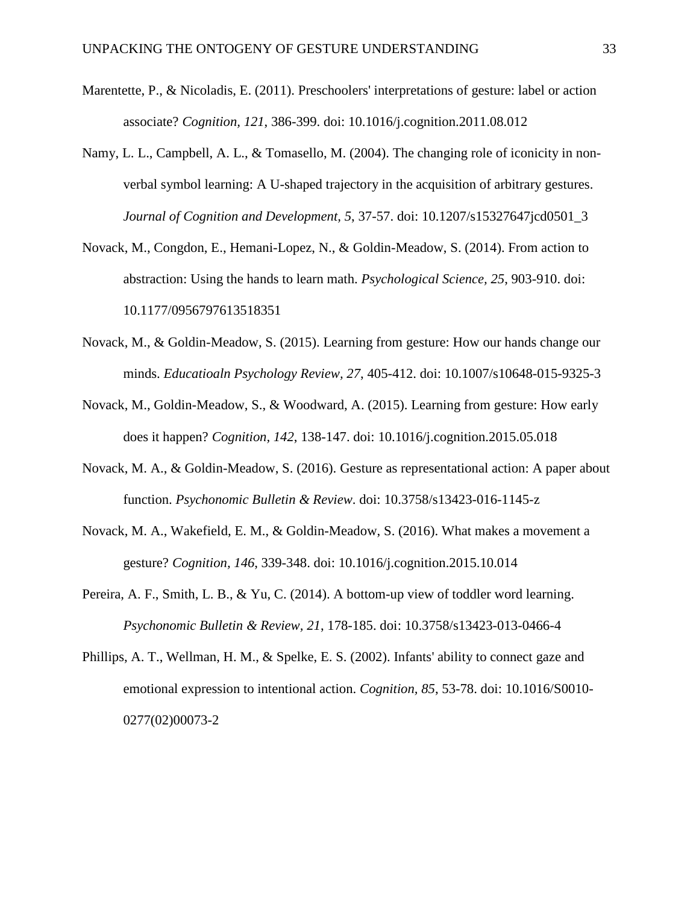Marentette, P., & Nicoladis, E. (2011). Preschoolers' interpretations of gesture: label or action associate? *Cognition, 121*, 386-399. doi: 10.1016/j.cognition.2011.08.012

Namy, L. L., Campbell, A. L., & Tomasello, M. (2004). The changing role of iconicity in non-verbal symbol learning: A U-shaped trajectory in the acquisition of arbitrary gestures. *Journal of Cognition and Development, 5*, 37-57. doi: 10.1207/s15327647jcd0501_3

Novack, M., Congdon, E., Hemani-Lopez, N., & Goldin-Meadow, S. (2014). From action to abstraction: Using the hands to learn math. *Psychological Science, 25*, 903-910. doi: 10.1177/0956797613518351

Novack, M., & Goldin-Meadow, S. (2015). Learning from gesture: How our hands change our minds. *Educatioaln Psychology Review, 27*, 405-412. doi: 10.1007/s10648-015-9325-3

Novack, M., Goldin-Meadow, S., & Woodward, A. (2015). Learning from gesture: How early does it happen? *Cognition, 142*, 138-147. doi: 10.1016/j.cognition.2015.05.018

Novack, M. A., & Goldin-Meadow, S. (2016). Gesture as representational action: A paper about function. *Psychonomic Bulletin & Review*. doi: 10.3758/s13423-016-1145-z

Novack, M. A., Wakefield, E. M., & Goldin-Meadow, S. (2016). What makes a movement a gesture? *Cognition, 146*, 339-348. doi: 10.1016/j.cognition.2015.10.014

Pereira, A. F., Smith, L. B., & Yu, C. (2014). A bottom-up view of toddler word learning. *Psychonomic Bulletin & Review, 21*, 178-185. doi: 10.3758/s13423-013-0466-4

Phillips, A. T., Wellman, H. M., & Spelke, E. S. (2002). Infants' ability to connect gaze and emotional expression to intentional action. *Cognition, 85*, 53-78. doi: 10.1016/S0010-0277(02)00073-2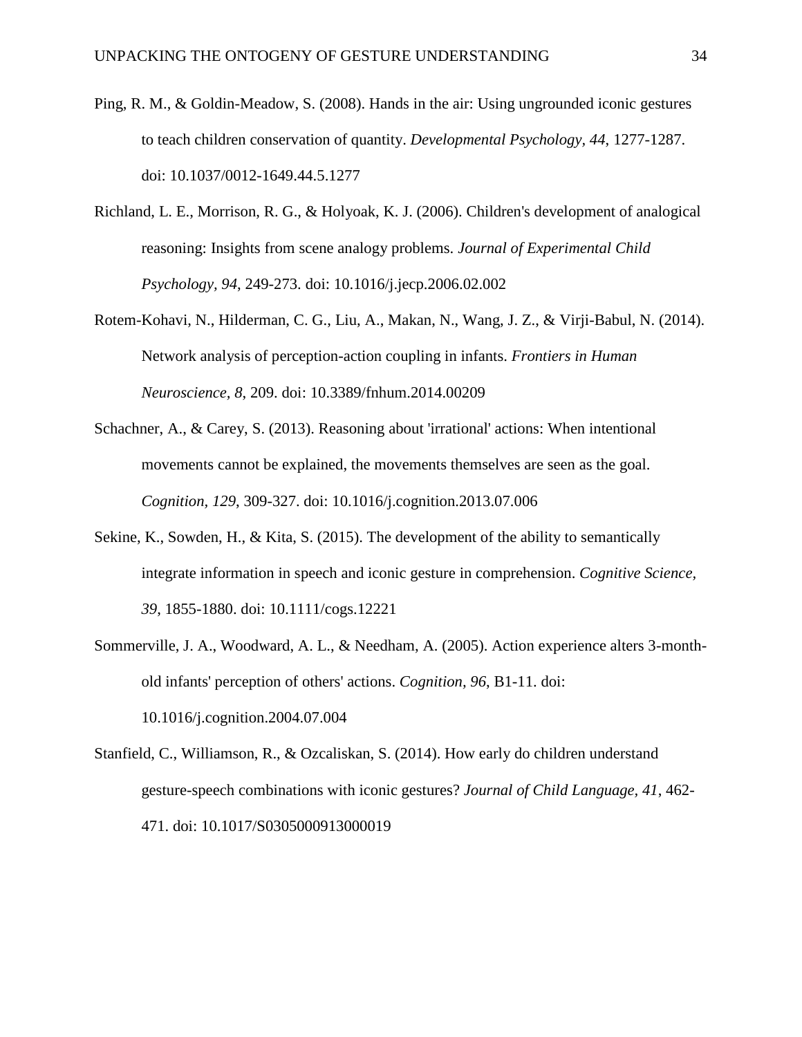Ping, R. M., & Goldin-Meadow, S. (2008). Hands in the air: Using ungrounded iconic gestures to teach children conservation of quantity. *Developmental Psychology, 44*, 1277-1287. doi: 10.1037/0012-1649.44.5.1277

Richland, L. E., Morrison, R. G., & Holyoak, K. J. (2006). Children's development of analogical reasoning: Insights from scene analogy problems. *Journal of Experimental Child Psychology, 94*, 249-273. doi: 10.1016/j.jecp.2006.02.002

Rotem-Kohavi, N., Hilderman, C. G., Liu, A., Makan, N., Wang, J. Z., & Virji-Babul, N. (2014). Network analysis of perception-action coupling in infants. *Frontiers in Human Neuroscience, 8*, 209. doi: 10.3389/fnhum.2014.00209

Schachner, A., & Carey, S. (2013). Reasoning about 'irrational' actions: When intentional movements cannot be explained, the movements themselves are seen as the goal. *Cognition, 129*, 309-327. doi: 10.1016/j.cognition.2013.07.006

Sekine, K., Sowden, H., & Kita, S. (2015). The development of the ability to semantically integrate information in speech and iconic gesture in comprehension. *Cognitive Science, 39*, 1855-1880. doi: 10.1111/cogs.12221

Sommerville, J. A., Woodward, A. L., & Needham, A. (2005). Action experience alters 3-month-old infants' perception of others' actions. *Cognition, 96*, B1-11. doi: 10.1016/j.cognition.2004.07.004

Stanfield, C., Williamson, R., & Ozcaliskan, S. (2014). How early do children understand gesture-speech combinations with iconic gestures? *Journal of Child Language, 41*, 462-471. doi: 10.1017/S0305000913000019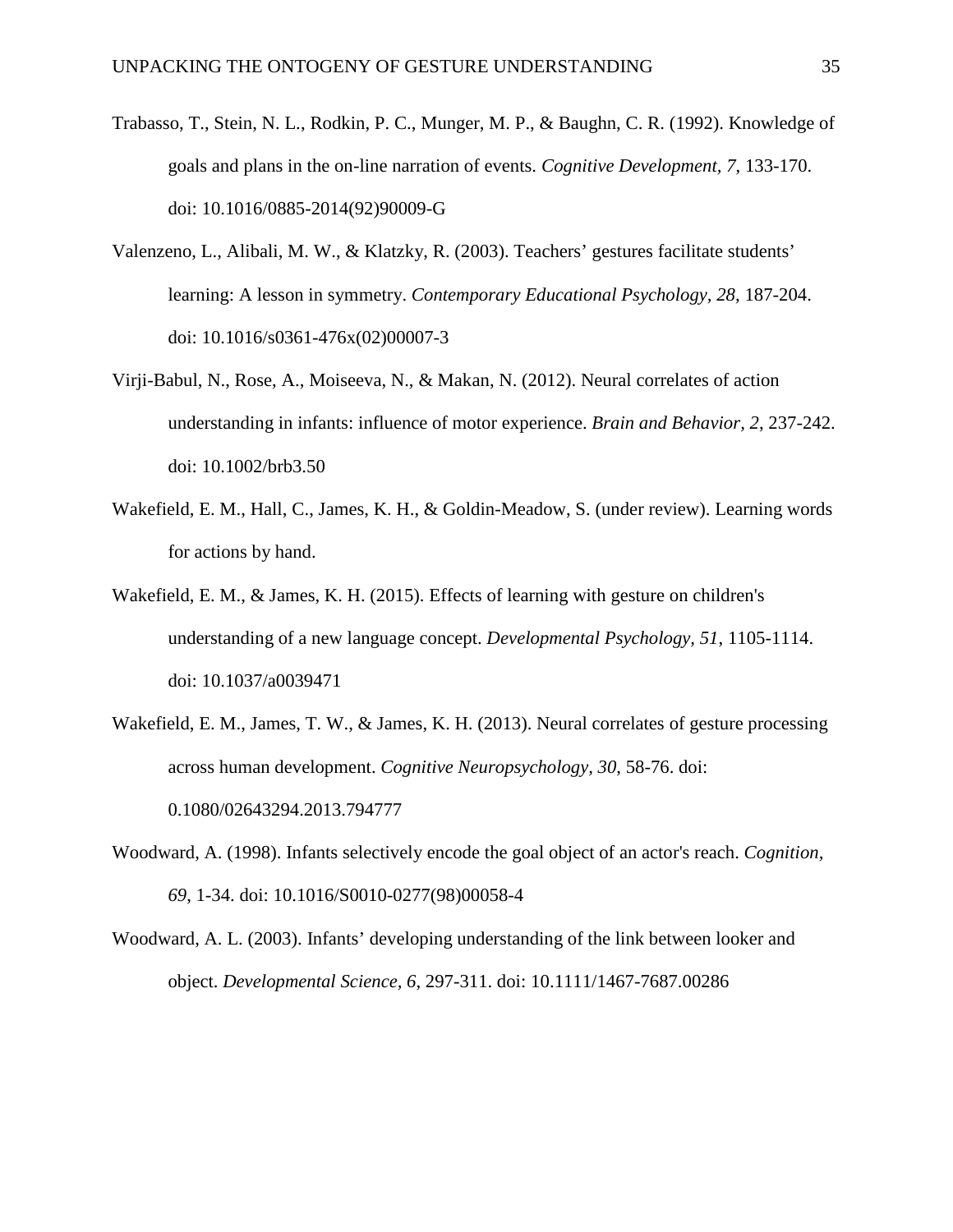Trabasso, T., Stein, N. L., Rodkin, P. C., Munger, M. P., & Baughn, C. R. (1992). Knowledge of goals and plans in the on-line narration of events. *Cognitive Development, 7*, 133-170. doi: 10.1016/0885-2014(92)90009-G

Valenzeno, L., Alibali, M. W., & Klatzky, R. (2003). Teachers' gestures facilitate students' learning: A lesson in symmetry. *Contemporary Educational Psychology, 28*, 187-204. doi: 10.1016/s0361-476x(02)00007-3

Virji-Babul, N., Rose, A., Moiseeva, N., & Makan, N. (2012). Neural correlates of action understanding in infants: influence of motor experience. *Brain and Behavior, 2*, 237-242. doi: 10.1002/brb3.50

Wakefield, E. M., Hall, C., James, K. H., & Goldin-Meadow, S. (under review). Learning words for actions by hand.

Wakefield, E. M., & James, K. H. (2015). Effects of learning with gesture on children's understanding of a new language concept. *Developmental Psychology, 51*, 1105-1114. doi: 10.1037/a0039471

Wakefield, E. M., James, T. W., & James, K. H. (2013). Neural correlates of gesture processing across human development. *Cognitive Neuropsychology, 30*, 58-76. doi: 0.1080/02643294.2013.794777

Woodward, A. (1998). Infants selectively encode the goal object of an actor's reach. *Cognition, 69*, 1-34. doi: 10.1016/S0010-0277(98)00058-4

Woodward, A. L. (2003). Infants' developing understanding of the link between looker and object. *Developmental Science, 6*, 297-311. doi: 10.1111/1467-7687.00286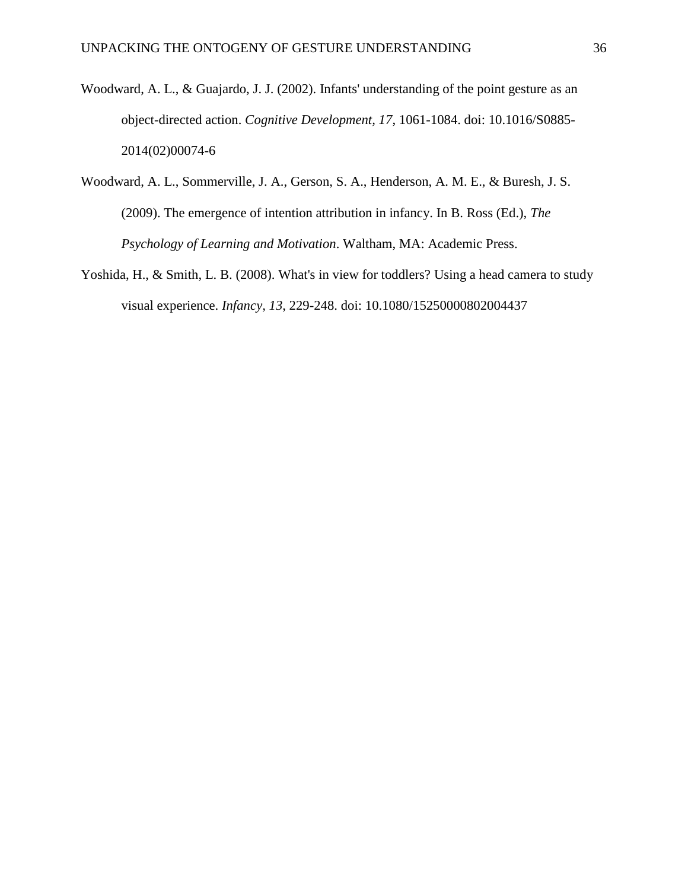Woodward, A. L., & Guajardo, J. J. (2002). Infants' understanding of the point gesture as an object-directed action. *Cognitive Development, 17,* 1061-1084. doi: 10.1016/S0885-2014(02)00074-6

Woodward, A. L., Sommerville, J. A., Gerson, S. A., Henderson, A. M. E., & Buresh, J. S. (2009). The emergence of intention attribution in infancy. In B. Ross (Ed.), *The Psychology of Learning and Motivation*. Waltham, MA: Academic Press.

Yoshida, H., & Smith, L. B. (2008). What's in view for toddlers? Using a head camera to study visual experience. *Infancy, 13*, 229-248. doi: 10.1080/15250000802004437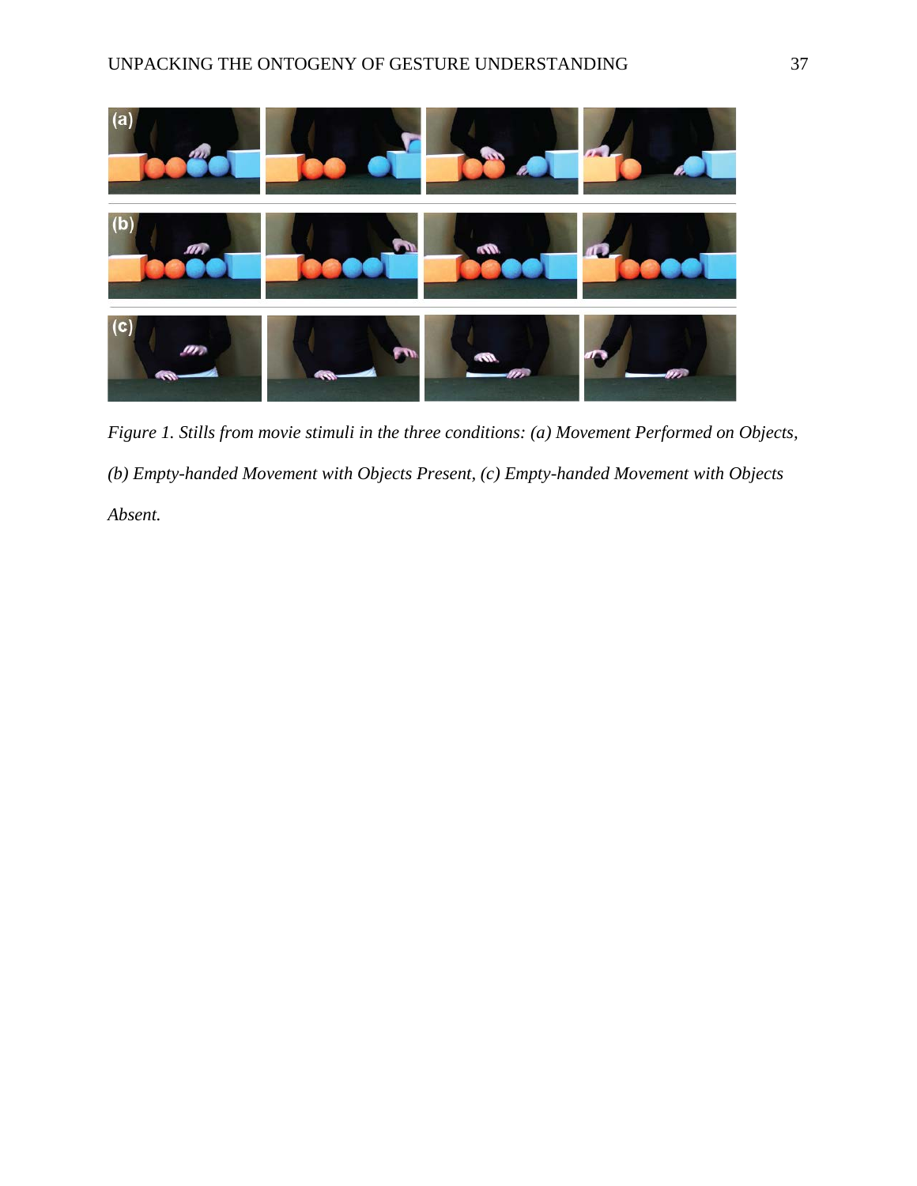*Figure 1.* *Stills from movie stimuli in the three conditions: (a) Movement Performed on Objects, (b) Empty-handed Movement with Objects Present, (c) Empty-handed Movement with Objects Absent.*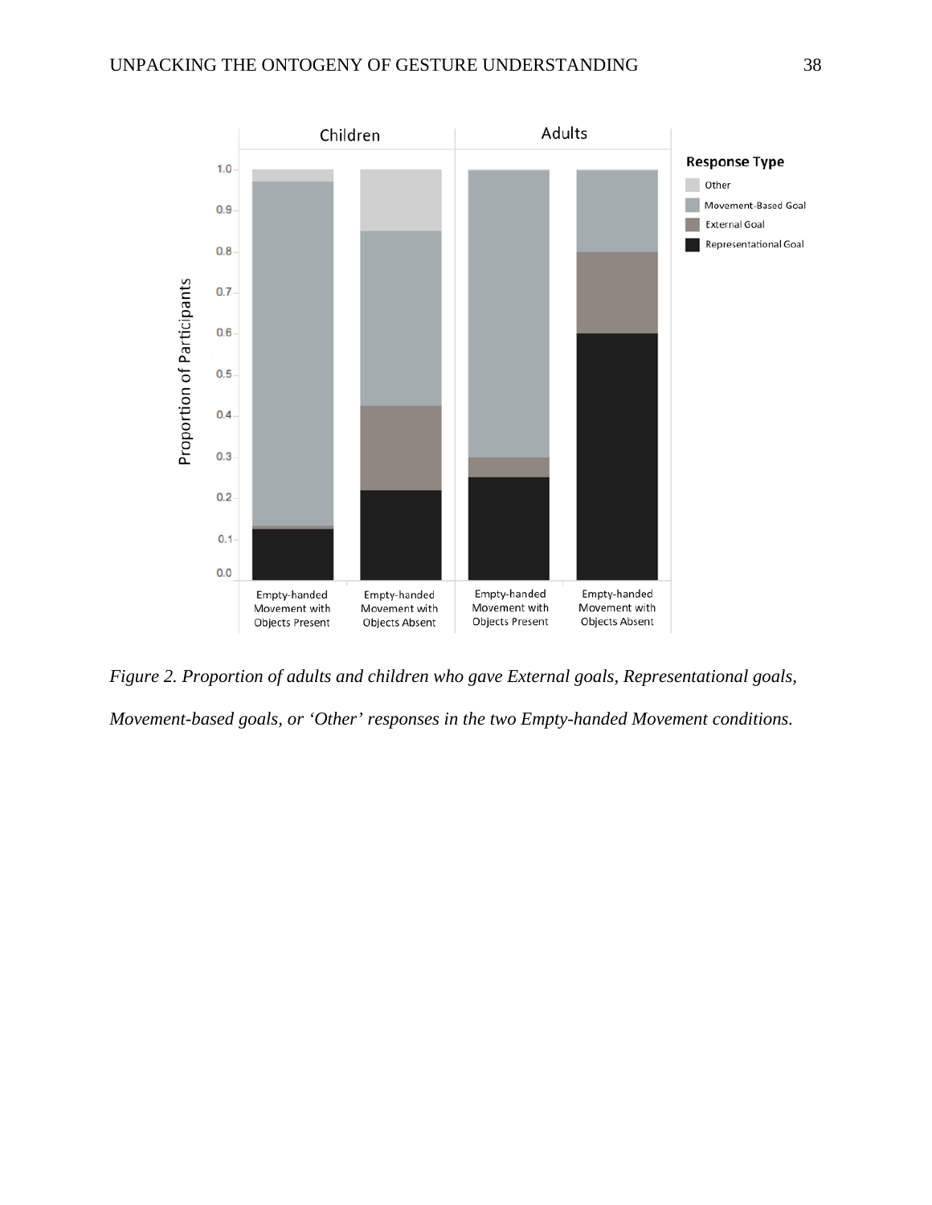*Figure 2. Proportion of adults and children who gave External goals, Representational goals, Movement-based goals, or 'Other' responses in the two Empty-handed Movement conditions.*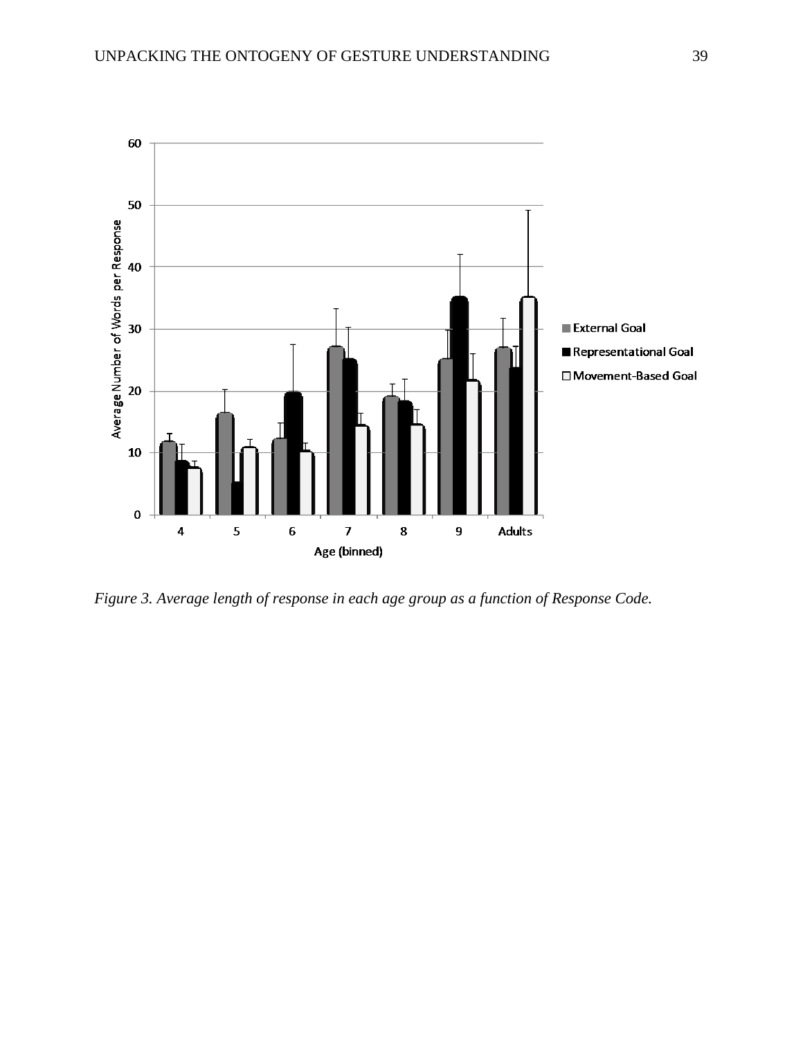*Figure 3. Average length of response in each age group as a function of Response Code.*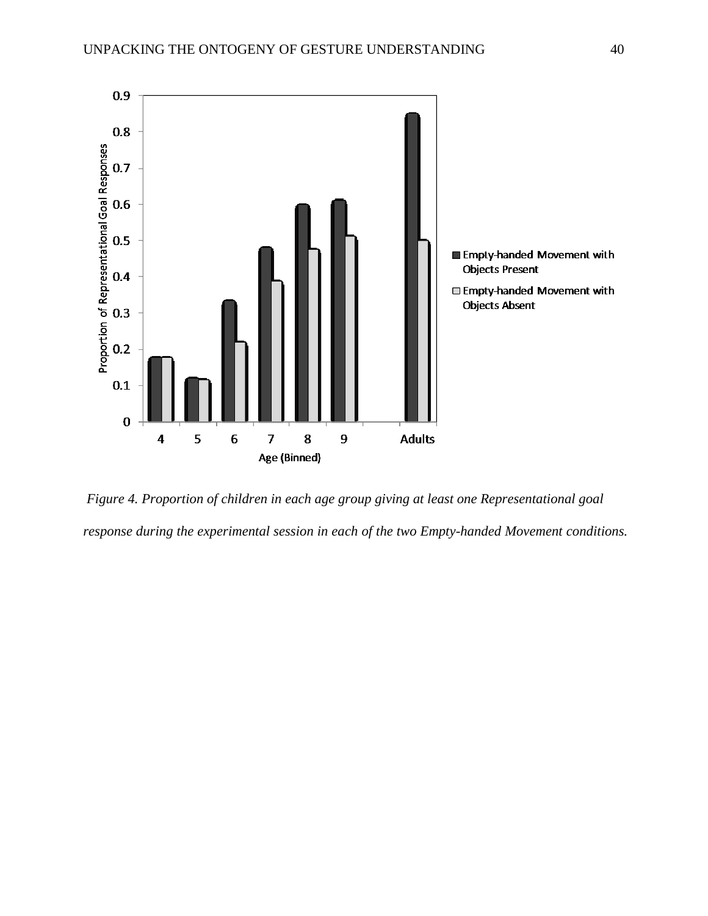0.9

0.8

0.7

0.6

0.5

0.4

0.3

0.2

0.1

0

Proportion of Representational Goal Responses

4 5 6 7 8 9 Adults

Age (Binned)

Empty-handed Movement with Objects Present

Empty-handed Movement with Objects Absent

*Figure 4. Proportion of children in each age group giving at least one Representational goal response during the experimental session in each of the two Empty-handed Movement conditions.*